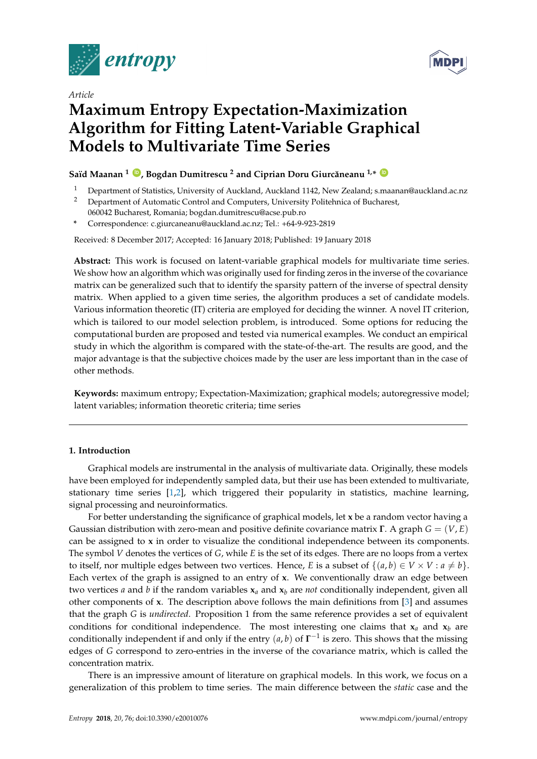*Article*

# Maximum Entropy Expectation-Maximization Algorithm for Fitting Latent-Variable Graphical Models to Multivariate Time Series

**Saïd Maanan [1], Bogdan Dumitrescu [2] and Ciprian Doru Giurcăneanu [1,*]**

[1] Department of Statistics, University of Auckland, Auckland 1142, New Zealand; s.maanan@auckland.ac.nz

[2] Department of Automatic Control and Computers, University Politehnica of Bucharest, 060042 Bucharest, Romania; bogdan.dumitrescu@acse.pub.ro

\* Correspondence: c.giurcaneanu@auckland.ac.nz; Tel.: +64-9-923-2819

Received: 8 December 2017; Accepted: 16 January 2018; Published: 19 January 2018

**Abstract:** This work is focused on latent-variable graphical models for multivariate time series. We show how an algorithm which was originally used for finding zeros in the inverse of the covariance matrix can be generalized such that to identify the sparsity pattern of the inverse of spectral density matrix. When applied to a given time series, the algorithm produces a set of candidate models. Various information theoretic (IT) criteria are employed for deciding the winner. A novel IT criterion, which is tailored to our model selection problem, is introduced. Some options for reducing the computational burden are proposed and tested via numerical examples. We conduct an empirical study in which the algorithm is compared with the state-of-the-art. The results are good, and the major advantage is that the subjective choices made by the user are less important than in the case of other methods.

**Keywords:** maximum entropy; Expectation-Maximization; graphical models; autoregressive model; latent variables; information theoretic criteria; time series

## 1. Introduction

Graphical models are instrumental in the analysis of multivariate data. Originally, these models have been employed for independently sampled data, but their use has been extended to multivariate, stationary time series [1,2], which triggered their popularity in statistics, machine learning, signal processing and neuroinformatics.

For better understanding the significance of graphical models, let $\mathbf{x}$ be a random vector having a Gaussian distribution with zero-mean and positive definite covariance matrix $\mathbf{\Gamma}$. A graph $G = (V, E)$ can be assigned to $\mathbf{x}$ in order to visualize the conditional independence between its components. The symbol $V$ denotes the vertices of $G$, while $E$ is the set of its edges. There are no loops from a vertex to itself, nor multiple edges between two vertices. Hence, $E$ is a subset of $\{(a, b) \in V \times V : a \neq b\}$. Each vertex of the graph is assigned to an entry of $\mathbf{x}$. We conventionally draw an edge between two vertices $a$ and $b$ if the random variables $\mathbf{x}_a$ and $\mathbf{x}_b$ are *not* conditionally independent, given all other components of $\mathbf{x}$. The description above follows the main definitions from [3] and assumes that the graph $G$ is *undirected*. Proposition 1 from the same reference provides a set of equivalent conditions for conditional independence. The most interesting one claims that $\mathbf{x}_a$ and $\mathbf{x}_b$ are conditionally independent if and only if the entry $(a, b)$ of $\mathbf{\Gamma}^{-1}$ is zero. This shows that the missing edges of $G$ correspond to zero-entries in the inverse of the covariance matrix, which is called the concentration matrix.

There is an impressive amount of literature on graphical models. In this work, we focus on a generalization of this problem to time series. The main difference between the *static* case and the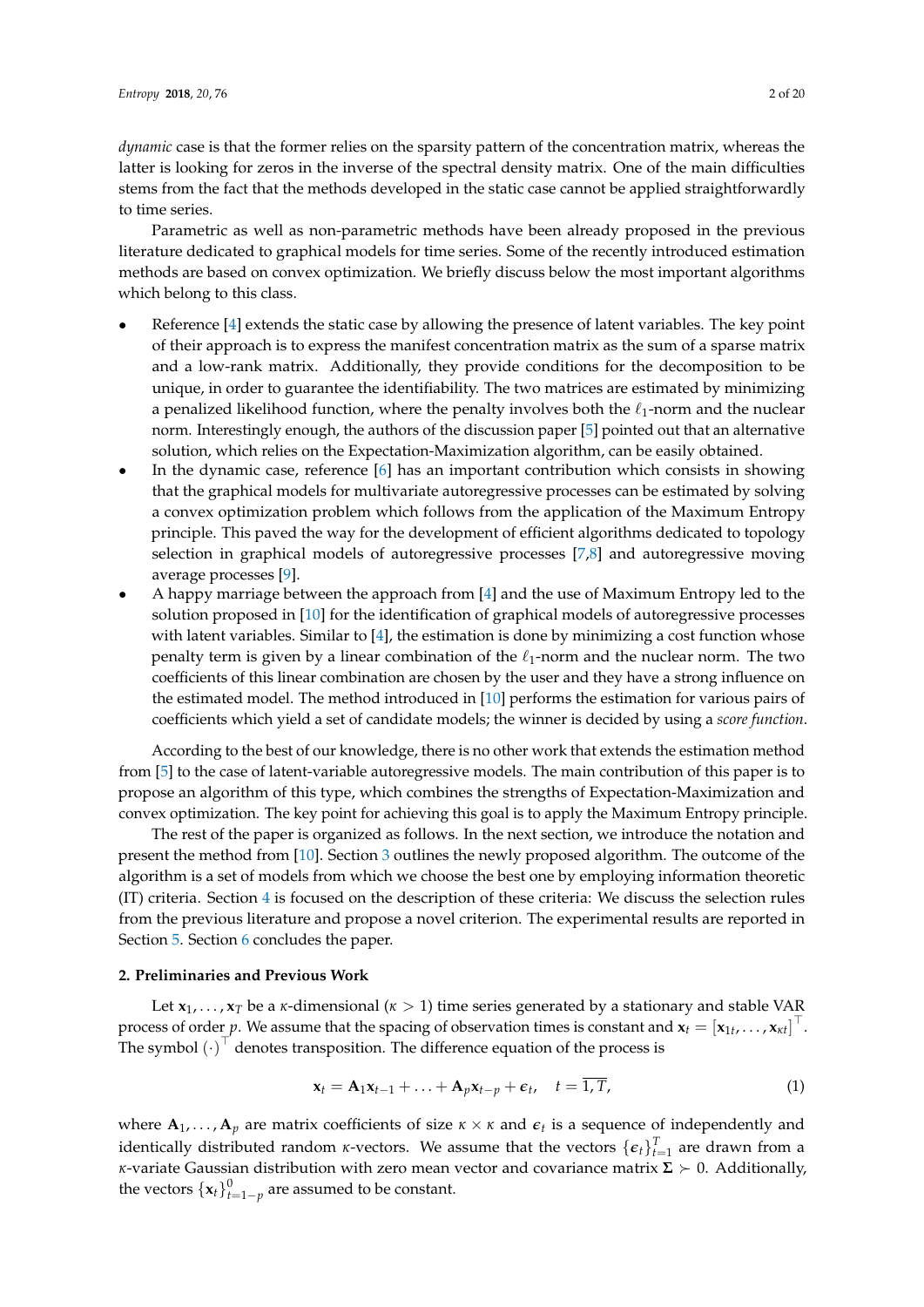*dynamic* case is that the former relies on the sparsity pattern of the concentration matrix, whereas the latter is looking for zeros in the inverse of the spectral density matrix. One of the main difficulties stems from the fact that the methods developed in the static case cannot be applied straightforwardly to time series.

Parametric as well as non-parametric methods have been already proposed in the previous literature dedicated to graphical models for time series. Some of the recently introduced estimation methods are based on convex optimization. We briefly discuss below the most important algorithms which belong to this class.

- Reference [4] extends the static case by allowing the presence of latent variables. The key point of their approach is to express the manifest concentration matrix as the sum of a sparse matrix and a low-rank matrix. Additionally, they provide conditions for the decomposition to be unique, in order to guarantee the identifiability. The two matrices are estimated by minimizing a penalized likelihood function, where the penalty involves both the $\ell_1$-norm and the nuclear norm. Interestingly enough, the authors of the discussion paper [5] pointed out that an alternative solution, which relies on the Expectation-Maximization algorithm, can be easily obtained.
- In the dynamic case, reference [6] has an important contribution which consists in showing that the graphical models for multivariate autoregressive processes can be estimated by solving a convex optimization problem which follows from the application of the Maximum Entropy principle. This paved the way for the development of efficient algorithms dedicated to topology selection in graphical models of autoregressive processes [7,8] and autoregressive moving average processes [9].
- A happy marriage between the approach from [4] and the use of Maximum Entropy led to the solution proposed in [10] for the identification of graphical models of autoregressive processes with latent variables. Similar to [4], the estimation is done by minimizing a cost function whose penalty term is given by a linear combination of the $\ell_1$-norm and the nuclear norm. The two coefficients of this linear combination are chosen by the user and they have a strong influence on the estimated model. The method introduced in [10] performs the estimation for various pairs of coefficients which yield a set of candidate models; the winner is decided by using a *score function*.

According to the best of our knowledge, there is no other work that extends the estimation method from [5] to the case of latent-variable autoregressive models. The main contribution of this paper is to propose an algorithm of this type, which combines the strengths of Expectation-Maximization and convex optimization. The key point for achieving this goal is to apply the Maximum Entropy principle.

The rest of the paper is organized as follows. In the next section, we introduce the notation and present the method from [10]. Section 3 outlines the newly proposed algorithm. The outcome of the algorithm is a set of models from which we choose the best one by employing information theoretic (IT) criteria. Section 4 is focused on the description of these criteria: We discuss the selection rules from the previous literature and propose a novel criterion. The experimental results are reported in Section 5. Section 6 concludes the paper.

## 2. Preliminaries and Previous Work

Let $\mathbf{x}_1, \ldots, \mathbf{x}_T$ be a $\kappa$-dimensional ($\kappa > 1$) time series generated by a stationary and stable VAR process of order $p$. We assume that the spacing of observation times is constant and $\mathbf{x}_t = [\mathbf{x}_{1t}, \ldots, \mathbf{x}_{\kappa t}]^\top$. The symbol $(\cdot)^\top$ denotes transposition. The difference equation of the process is

$$\mathbf{x}_t = \mathbf{A}_1 \mathbf{x}_{t-1} + \ldots + \mathbf{A}_p \mathbf{x}_{t-p} + \boldsymbol{\epsilon}_t, \quad t = \overline{1, T}, \tag{1}$$

where $\mathbf{A}_1, \ldots, \mathbf{A}_p$ are matrix coefficients of size $\kappa \times \kappa$ and $\boldsymbol{\epsilon}_t$ is a sequence of independently and identically distributed random $\kappa$-vectors. We assume that the vectors $\{\boldsymbol{\epsilon}_t\}_{t=1}^{T}$ are drawn from a $\kappa$-variate Gaussian distribution with zero mean vector and covariance matrix $\boldsymbol{\Sigma} \succ 0$. Additionally, the vectors $\{\mathbf{x}_t\}_{t=1-p}^{0}$ are assumed to be constant.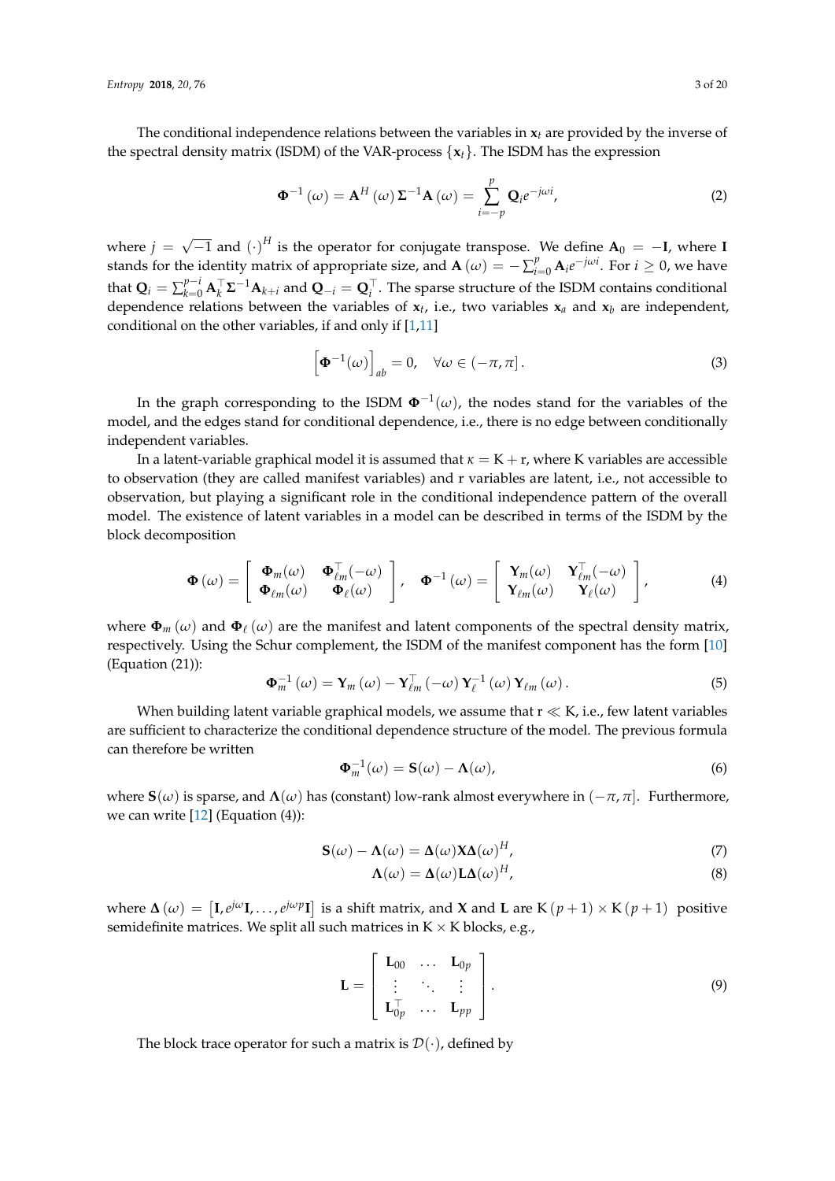The conditional independence relations between the variables in $\mathbf{x}_t$ are provided by the inverse of the spectral density matrix (ISDM) of the VAR-process $\{\mathbf{x}_t\}$. The ISDM has the expression

$$\mathbf{\Phi}^{-1}(\omega) = \mathbf{A}^H(\omega)\,\mathbf{\Sigma}^{-1}\mathbf{A}(\omega) = \sum_{i=-p}^{p} \mathbf{Q}_i e^{-j\omega i}, \tag{2}$$

where $j = \sqrt{-1}$ and $(\cdot)^H$ is the operator for conjugate transpose. We define $\mathbf{A}_0 = -\mathbf{I}$, where $\mathbf{I}$ stands for the identity matrix of appropriate size, and $\mathbf{A}(\omega) = -\sum_{i=0}^{p} \mathbf{A}_i e^{-j\omega i}$. For $i \geq 0$, we have that $\mathbf{Q}_i = \sum_{k=0}^{p-i} \mathbf{A}_k^\top \mathbf{\Sigma}^{-1} \mathbf{A}_{k+i}$ and $\mathbf{Q}_{-i} = \mathbf{Q}_i^\top$. The sparse structure of the ISDM contains conditional dependence relations between the variables of $\mathbf{x}_t$, i.e., two variables $\mathbf{x}_a$ and $\mathbf{x}_b$ are independent, conditional on the other variables, if and only if [1,11]

$$\left[\mathbf{\Phi}^{-1}(\omega)\right]_{ab} = 0, \quad \forall \omega \in (-\pi, \pi]. \tag{3}$$

In the graph corresponding to the ISDM $\mathbf{\Phi}^{-1}(\omega)$, the nodes stand for the variables of the model, and the edges stand for conditional dependence, i.e., there is no edge between conditionally independent variables.

In a latent-variable graphical model it is assumed that $\kappa = \mathrm{K} + \mathrm{r}$, where K variables are accessible to observation (they are called manifest variables) and r variables are latent, i.e., not accessible to observation, but playing a significant role in the conditional independence pattern of the overall model. The existence of latent variables in a model can be described in terms of the ISDM by the block decomposition

$$\mathbf{\Phi}(\omega) = \begin{bmatrix} \mathbf{\Phi}_m(\omega) & \mathbf{\Phi}_{\ell m}^\top(-\omega) \\ \mathbf{\Phi}_{\ell m}(\omega) & \mathbf{\Phi}_\ell(\omega) \end{bmatrix}, \quad \mathbf{\Phi}^{-1}(\omega) = \begin{bmatrix} \mathbf{Y}_m(\omega) & \mathbf{Y}_{\ell m}^\top(-\omega) \\ \mathbf{Y}_{\ell m}(\omega) & \mathbf{Y}_\ell(\omega) \end{bmatrix}, \tag{4}$$

where $\mathbf{\Phi}_m(\omega)$ and $\mathbf{\Phi}_\ell(\omega)$ are the manifest and latent components of the spectral density matrix, respectively. Using the Schur complement, the ISDM of the manifest component has the form [10] (Equation (21)):

$$\mathbf{\Phi}_m^{-1}(\omega) = \mathbf{Y}_m(\omega) - \mathbf{Y}_{\ell m}^\top(-\omega)\,\mathbf{Y}_\ell^{-1}(\omega)\,\mathbf{Y}_{\ell m}(\omega). \tag{5}$$

When building latent variable graphical models, we assume that $\mathrm{r} \ll \mathrm{K}$, i.e., few latent variables are sufficient to characterize the conditional dependence structure of the model. The previous formula can therefore be written

$$\mathbf{\Phi}_m^{-1}(\omega) = \mathbf{S}(\omega) - \mathbf{\Lambda}(\omega), \tag{6}$$

where $\mathbf{S}(\omega)$ is sparse, and $\mathbf{\Lambda}(\omega)$ has (constant) low-rank almost everywhere in $(-\pi, \pi]$. Furthermore, we can write [12] (Equation (4)):

$$\mathbf{S}(\omega) - \mathbf{\Lambda}(\omega) = \mathbf{\Delta}(\omega)\mathbf{X}\mathbf{\Delta}(\omega)^H, \tag{7}$$

$$\mathbf{\Lambda}(\omega) = \mathbf{\Delta}(\omega)\mathbf{L}\mathbf{\Delta}(\omega)^H, \tag{8}$$

where $\mathbf{\Delta}(\omega) = \left[\mathbf{I}, e^{j\omega}\mathbf{I}, \ldots, e^{j\omega p}\mathbf{I}\right]$ is a shift matrix, and $\mathbf{X}$ and $\mathbf{L}$ are $\mathrm{K}(p+1) \times \mathrm{K}(p+1)$ positive semidefinite matrices. We split all such matrices in $\mathrm{K} \times \mathrm{K}$ blocks, e.g.,

$$\mathbf{L} = \begin{bmatrix} \mathbf{L}_{00} & \ldots & \mathbf{L}_{0p} \\ \vdots & \ddots & \vdots \\ \mathbf{L}_{0p}^\top & \ldots & \mathbf{L}_{pp} \end{bmatrix}. \tag{9}$$

The block trace operator for such a matrix is $\mathcal{D}(\cdot)$, defined by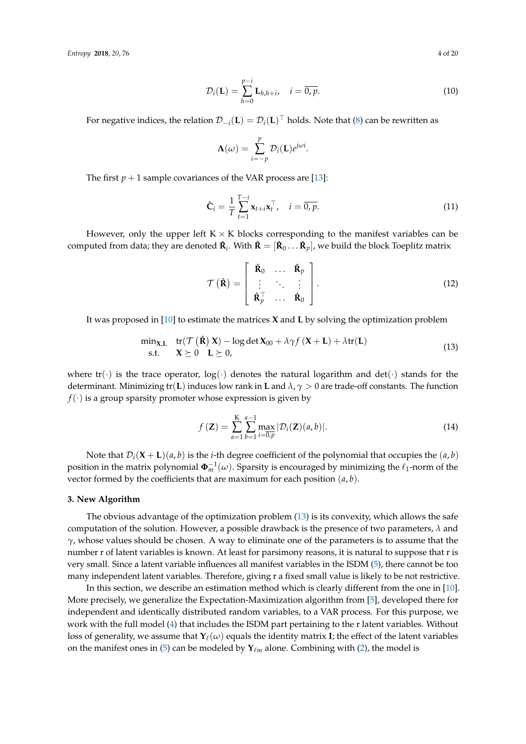$$\mathcal{D}_i(\mathbf{L}) = \sum_{h=0}^{p-i} \mathbf{L}_{h,h+i}, \quad i = \overline{0,p}. \tag{10}$$

For negative indices, the relation $\mathcal{D}_{-i}(\mathbf{L}) = \mathcal{D}_i(\mathbf{L})^\top$ holds. Note that (8) can be rewritten as

$$\mathbf{\Lambda}(\omega) = \sum_{i=-p}^{p} \mathcal{D}_i(\mathbf{L}) e^{j\omega i}.$$

The first $p+1$ sample covariances of the VAR process are [13]:

$$\hat{\mathbf{C}}_i = \frac{1}{T} \sum_{t=1}^{T-i} \mathbf{x}_{t+i} \mathbf{x}_t^\top, \quad i = \overline{0,p}. \tag{11}$$

However, only the upper left $\mathrm{K} \times \mathrm{K}$ blocks corresponding to the manifest variables can be computed from data; they are denoted $\hat{\mathbf{R}}_i$. With $\hat{\mathbf{R}} = [\hat{\mathbf{R}}_0 \ldots \hat{\mathbf{R}}_p]$, we build the block Toeplitz matrix

$$\mathcal{T}\left(\hat{\mathbf{R}}\right) = \begin{bmatrix} \hat{\mathbf{R}}_0 & \ldots & \hat{\mathbf{R}}_p \\ \vdots & \ddots & \vdots \\ \hat{\mathbf{R}}_p^\top & \ldots & \hat{\mathbf{R}}_0 \end{bmatrix}. \tag{12}$$

It was proposed in [10] to estimate the matrices $\mathbf{X}$ and $\mathbf{L}$ by solving the optimization problem

$$\begin{array}{ll} \min_{\mathbf{X},\mathbf{L}} & \operatorname{tr}(\mathcal{T}\left(\hat{\mathbf{R}}\right)\mathbf{X}) - \log\det \mathbf{X}_{00} + \lambda\gamma f\left(\mathbf{X}+\mathbf{L}\right) + \lambda \operatorname{tr}(\mathbf{L}) \\ \text{s.t.} & \mathbf{X} \succeq 0 \quad \mathbf{L} \succeq 0, \end{array} \tag{13}$$

where $\operatorname{tr}(\cdot)$ is the trace operator, $\log(\cdot)$ denotes the natural logarithm and $\det(\cdot)$ stands for the determinant. Minimizing $\operatorname{tr}(\mathbf{L})$ induces low rank in $\mathbf{L}$ and $\lambda, \gamma > 0$ are trade-off constants. The function $f(\cdot)$ is a group sparsity promoter whose expression is given by

$$f\left(\mathbf{Z}\right) = \sum_{a=1}^{\mathrm{K}} \sum_{b=1}^{a-1} \max_{i=\overline{0,p}} |\mathcal{D}_i(\mathbf{Z})(a,b)|. \tag{14}$$

Note that $\mathcal{D}_i(\mathbf{X}+\mathbf{L})(a,b)$ is the $i$-th degree coefficient of the polynomial that occupies the $(a,b)$ position in the matrix polynomial $\mathbf{\Phi}_m^{-1}(\omega)$. Sparsity is encouraged by minimizing the $\ell_1$-norm of the vector formed by the coefficients that are maximum for each position $(a,b)$.

## 3. New Algorithm

The obvious advantage of the optimization problem (13) is its convexity, which allows the safe computation of the solution. However, a possible drawback is the presence of two parameters, $\lambda$ and $\gamma$, whose values should be chosen. A way to eliminate one of the parameters is to assume that the number r of latent variables is known. At least for parsimony reasons, it is natural to suppose that r is very small. Since a latent variable influences all manifest variables in the ISDM (5), there cannot be too many independent latent variables. Therefore, giving r a fixed small value is likely to be not restrictive.

In this section, we describe an estimation method which is clearly different from the one in [10]. More precisely, we generalize the Expectation-Maximization algorithm from [5], developed there for independent and identically distributed random variables, to a VAR process. For this purpose, we work with the full model (4) that includes the ISDM part pertaining to the r latent variables. Without loss of generality, we assume that $\mathbf{Y}_\ell(\omega)$ equals the identity matrix $\mathbf{I}$; the effect of the latent variables on the manifest ones in (5) can be modeled by $\mathbf{Y}_{\ell m}$ alone. Combining with (2), the model is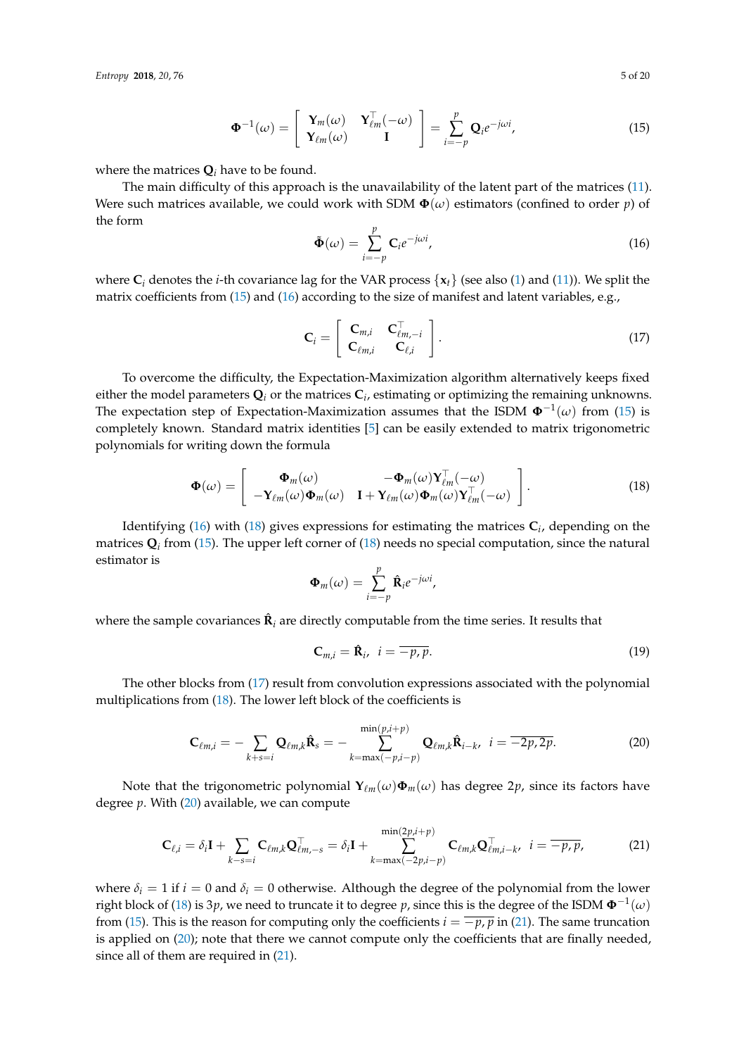$$
\boldsymbol{\Phi}^{-1}(\omega) = \begin{bmatrix} \mathbf{Y}_m(\omega) & \mathbf{Y}_{\ell m}^{\top}(-\omega) \\ \mathbf{Y}_{\ell m}(\omega) & \mathbf{I} \end{bmatrix} = \sum_{i=-p}^{p} \mathbf{Q}_i e^{-j\omega i}, \tag{15}
$$

where the matrices $\mathbf{Q}_i$ have to be found.

The main difficulty of this approach is the unavailability of the latent part of the matrices (11). Were such matrices available, we could work with SDM $\boldsymbol{\Phi}(\omega)$ estimators (confined to order $p$) of the form

$$
\tilde{\boldsymbol{\Phi}}(\omega) = \sum_{i=-p}^{p} \mathbf{C}_i e^{-j\omega i}, \tag{16}
$$

where $\mathbf{C}_i$ denotes the $i$-th covariance lag for the VAR process $\{\mathbf{x}_t\}$ (see also (1) and (11)). We split the matrix coefficients from (15) and (16) according to the size of manifest and latent variables, e.g.,

$$
\mathbf{C}_i = \begin{bmatrix} \mathbf{C}_{m,i} & \mathbf{C}_{\ell m,-i}^{\top} \\ \mathbf{C}_{\ell m,i} & \mathbf{C}_{\ell,i} \end{bmatrix}. \tag{17}
$$

To overcome the difficulty, the Expectation-Maximization algorithm alternatively keeps fixed either the model parameters $\mathbf{Q}_i$ or the matrices $\mathbf{C}_i$, estimating or optimizing the remaining unknowns. The expectation step of Expectation-Maximization assumes that the ISDM $\boldsymbol{\Phi}^{-1}(\omega)$ from (15) is completely known. Standard matrix identities [5] can be easily extended to matrix trigonometric polynomials for writing down the formula

$$
\boldsymbol{\Phi}(\omega) = \begin{bmatrix} \boldsymbol{\Phi}_m(\omega) & -\boldsymbol{\Phi}_m(\omega)\mathbf{Y}_{\ell m}^{\top}(-\omega) \\ -\mathbf{Y}_{\ell m}(\omega)\boldsymbol{\Phi}_m(\omega) & \mathbf{I} + \mathbf{Y}_{\ell m}(\omega)\boldsymbol{\Phi}_m(\omega)\mathbf{Y}_{\ell m}^{\top}(-\omega) \end{bmatrix}. \tag{18}
$$

Identifying (16) with (18) gives expressions for estimating the matrices $\mathbf{C}_i$, depending on the matrices $\mathbf{Q}_i$ from (15). The upper left corner of (18) needs no special computation, since the natural estimator is

$$
\boldsymbol{\Phi}_m(\omega) = \sum_{i=-p}^{p} \hat{\mathbf{R}}_i e^{-j\omega i},
$$

where the sample covariances $\hat{\mathbf{R}}_i$ are directly computable from the time series. It results that

$$
\mathbf{C}_{m,i} = \hat{\mathbf{R}}_i, \quad i = \overline{-p, p}. \tag{19}
$$

The other blocks from (17) result from convolution expressions associated with the polynomial multiplications from (18). The lower left block of the coefficients is

$$
\mathbf{C}_{\ell m,i} = -\sum_{k+s=i} \mathbf{Q}_{\ell m,k}\hat{\mathbf{R}}_s = -\sum_{k=\max(-p,i-p)}^{\min(p,i+p)} \mathbf{Q}_{\ell m,k}\hat{\mathbf{R}}_{i-k}, \quad i = \overline{-2p, 2p}. \tag{20}
$$

Note that the trigonometric polynomial $\mathbf{Y}_{\ell m}(\omega)\boldsymbol{\Phi}_m(\omega)$ has degree $2p$, since its factors have degree $p$. With (20) available, we can compute

$$
\mathbf{C}_{\ell,i} = \delta_i \mathbf{I} + \sum_{k-s=i} \mathbf{C}_{\ell m,k}\mathbf{Q}_{\ell m,-s}^{\top} = \delta_i \mathbf{I} + \sum_{k=\max(-2p,i-p)}^{\min(2p,i+p)} \mathbf{C}_{\ell m,k}\mathbf{Q}_{\ell m,i-k}^{\top}, \quad i = \overline{-p, p}, \tag{21}
$$

where $\delta_i = 1$ if $i = 0$ and $\delta_i = 0$ otherwise. Although the degree of the polynomial from the lower right block of (18) is $3p$, we need to truncate it to degree $p$, since this is the degree of the ISDM $\boldsymbol{\Phi}^{-1}(\omega)$ from (15). This is the reason for computing only the coefficients $i = \overline{-p, p}$ in (21). The same truncation is applied on (20); note that there we cannot compute only the coefficients that are finally needed, since all of them are required in (21).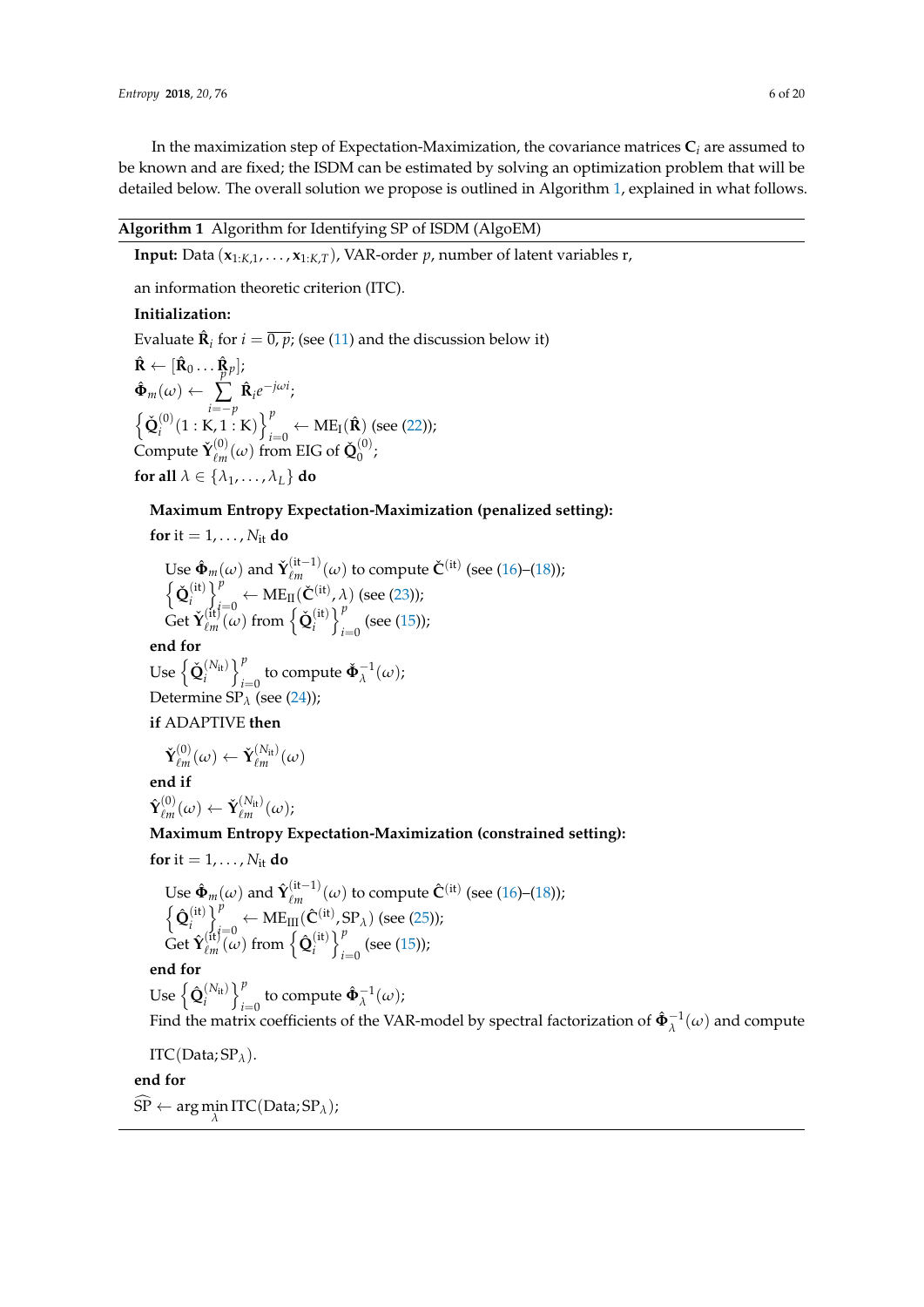In the maximization step of Expectation-Maximization, the covariance matrices $\mathbf{C}_i$ are assumed to be known and are fixed; the ISDM can be estimated by solving an optimization problem that will be detailed below. The overall solution we propose is outlined in Algorithm 1, explained in what follows.

---

**Algorithm 1** Algorithm for Identifying SP of ISDM (AlgoEM)

---

**Input:** Data $(\mathbf{x}_{1:K,1}, \ldots, \mathbf{x}_{1:K,T})$, VAR-order $p$, number of latent variables r,

an information theoretic criterion (ITC).

**Initialization:**

Evaluate $\hat{\mathbf{R}}_i$ for $i = \overline{0, p}$; (see (11) and the discussion below it)

$\hat{\mathbf{R}} \leftarrow [\hat{\mathbf{R}}_0 \ldots \hat{\mathbf{R}}_p]$;

$\hat{\mathbf{\Phi}}_m(\omega) \leftarrow \sum_{i=-p}^{p} \hat{\mathbf{R}}_i e^{-j\omega i}$;

$\left\{ \check{\mathbf{Q}}_i^{(0)}(1:\mathrm{K}, 1:\mathrm{K}) \right\}_{i=0}^{p} \leftarrow \mathrm{ME}_{\mathrm{I}}(\hat{\mathbf{R}})$ (see (22));

Compute $\check{\mathbf{Y}}_{\ell m}^{(0)}(\omega)$ from EIG of $\check{\mathbf{Q}}_0^{(0)}$;

**for all** $\lambda \in \{\lambda_1, \ldots, \lambda_L\}$ **do**

&nbsp;&nbsp;&nbsp;&nbsp;**Maximum Entropy Expectation-Maximization (penalized setting):**

&nbsp;&nbsp;&nbsp;&nbsp;**for** it $= 1, \ldots, N_{\mathrm{it}}$ **do**

&nbsp;&nbsp;&nbsp;&nbsp;&nbsp;&nbsp;&nbsp;&nbsp;Use $\hat{\mathbf{\Phi}}_m(\omega)$ and $\check{\mathbf{Y}}_{\ell m}^{(\mathrm{it}-1)}(\omega)$ to compute $\check{\mathbf{C}}^{(\mathrm{it})}$ (see (16)–(18));

&nbsp;&nbsp;&nbsp;&nbsp;&nbsp;&nbsp;&nbsp;&nbsp;$\left\{ \check{\mathbf{Q}}_i^{(\mathrm{it})} \right\}_{i=0}^{p} \leftarrow \mathrm{ME}_{\mathrm{II}}(\check{\mathbf{C}}^{(\mathrm{it})}, \lambda)$ (see (23));

&nbsp;&nbsp;&nbsp;&nbsp;&nbsp;&nbsp;&nbsp;&nbsp;Get $\check{\mathbf{Y}}_{\ell m}^{(\mathrm{it})}(\omega)$ from $\left\{ \check{\mathbf{Q}}_i^{(\mathrm{it})} \right\}_{i=0}^{p}$ (see (15));

&nbsp;&nbsp;&nbsp;&nbsp;**end for**

&nbsp;&nbsp;&nbsp;&nbsp;Use $\left\{ \check{\mathbf{Q}}_i^{(N_{\mathrm{it}})} \right\}_{i=0}^{p}$ to compute $\check{\mathbf{\Phi}}_{\lambda}^{-1}(\omega)$;

&nbsp;&nbsp;&nbsp;&nbsp;Determine $\mathrm{SP}_{\lambda}$ (see (24));

&nbsp;&nbsp;&nbsp;&nbsp;**if** ADAPTIVE **then**

&nbsp;&nbsp;&nbsp;&nbsp;&nbsp;&nbsp;&nbsp;&nbsp;$\check{\mathbf{Y}}_{\ell m}^{(0)}(\omega) \leftarrow \check{\mathbf{Y}}_{\ell m}^{(N_{\mathrm{it}})}(\omega)$

&nbsp;&nbsp;&nbsp;&nbsp;**end if**

&nbsp;&nbsp;&nbsp;&nbsp;$\hat{\mathbf{Y}}_{\ell m}^{(0)}(\omega) \leftarrow \check{\mathbf{Y}}_{\ell m}^{(N_{\mathrm{it}})}(\omega)$;

&nbsp;&nbsp;&nbsp;&nbsp;**Maximum Entropy Expectation-Maximization (constrained setting):**

&nbsp;&nbsp;&nbsp;&nbsp;**for** it $= 1, \ldots, N_{\mathrm{it}}$ **do**

&nbsp;&nbsp;&nbsp;&nbsp;&nbsp;&nbsp;&nbsp;&nbsp;Use $\hat{\mathbf{\Phi}}_m(\omega)$ and $\hat{\mathbf{Y}}_{\ell m}^{(\mathrm{it}-1)}(\omega)$ to compute $\hat{\mathbf{C}}^{(\mathrm{it})}$ (see (16)–(18));

&nbsp;&nbsp;&nbsp;&nbsp;&nbsp;&nbsp;&nbsp;&nbsp;$\left\{ \hat{\mathbf{Q}}_i^{(\mathrm{it})} \right\}_{i=0}^{p} \leftarrow \mathrm{ME}_{\mathrm{III}}(\hat{\mathbf{C}}^{(\mathrm{it})}, \mathrm{SP}_{\lambda})$ (see (25));

&nbsp;&nbsp;&nbsp;&nbsp;&nbsp;&nbsp;&nbsp;&nbsp;Get $\hat{\mathbf{Y}}_{\ell m}^{(\mathrm{it})}(\omega)$ from $\left\{ \hat{\mathbf{Q}}_i^{(\mathrm{it})} \right\}_{i=0}^{p}$ (see (15));

&nbsp;&nbsp;&nbsp;&nbsp;**end for**

&nbsp;&nbsp;&nbsp;&nbsp;Use $\left\{ \hat{\mathbf{Q}}_i^{(N_{\mathrm{it}})} \right\}_{i=0}^{p}$ to compute $\hat{\mathbf{\Phi}}_{\lambda}^{-1}(\omega)$;

&nbsp;&nbsp;&nbsp;&nbsp;Find the matrix coefficients of the VAR-model by spectral factorization of $\hat{\mathbf{\Phi}}_{\lambda}^{-1}(\omega)$ and compute

&nbsp;&nbsp;&nbsp;&nbsp;$\mathrm{ITC}(\mathrm{Data}; \mathrm{SP}_{\lambda})$.

**end for**

$\widehat{\mathrm{SP}} \leftarrow \arg\min_{\lambda} \mathrm{ITC}(\mathrm{Data}; \mathrm{SP}_{\lambda})$;

---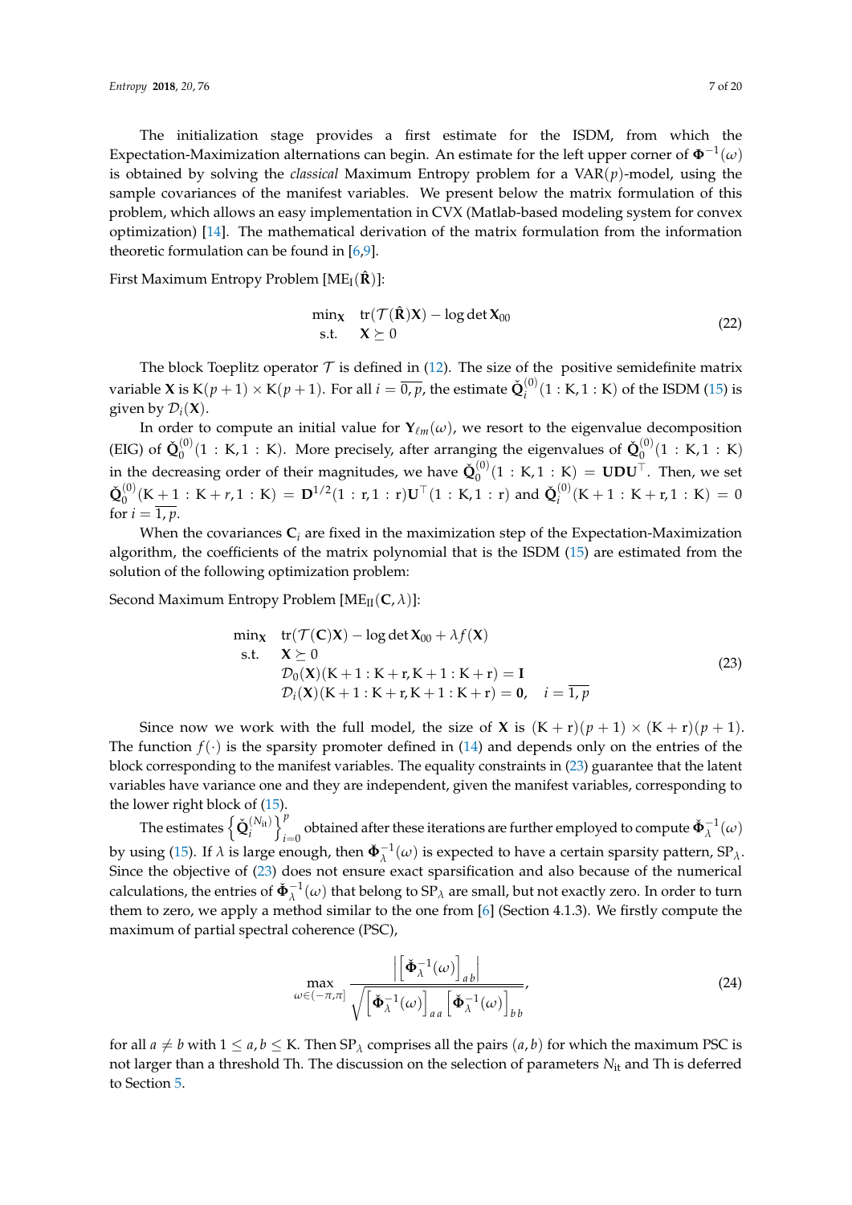The initialization stage provides a first estimate for the ISDM, from which the Expectation-Maximization alternations can begin. An estimate for the left upper corner of $\mathbf{\Phi}^{-1}(\omega)$ is obtained by solving the *classical* Maximum Entropy problem for a VAR($p$)-model, using the sample covariances of the manifest variables. We present below the matrix formulation of this problem, which allows an easy implementation in CVX (Matlab-based modeling system for convex optimization) [14]. The mathematical derivation of the matrix formulation from the information theoretic formulation can be found in [6,9].

First Maximum Entropy Problem [$\mathrm{ME_I}(\hat{\mathbf{R}})$]:

$$
\begin{array}{ll}
\min_{\mathbf{X}} & \operatorname{tr}(\mathcal{T}(\hat{\mathbf{R}})\mathbf{X}) - \log\det \mathbf{X}_{00} \\
\text{s.t.} & \mathbf{X} \succeq 0
\end{array}
\tag{22}
$$

The block Toeplitz operator $\mathcal{T}$ is defined in (12). The size of the positive semidefinite matrix variable $\mathbf{X}$ is $\mathrm{K}(p+1) \times \mathrm{K}(p+1)$. For all $i = \overline{0,p}$, the estimate $\check{\mathbf{Q}}_i^{(0)}(1:\mathrm{K}, 1:\mathrm{K})$ of the ISDM (15) is given by $\mathcal{D}_i(\mathbf{X})$.

In order to compute an initial value for $\mathbf{Y}_{\ell m}(\omega)$, we resort to the eigenvalue decomposition (EIG) of $\check{\mathbf{Q}}_0^{(0)}(1:\mathrm{K}, 1:\mathrm{K})$. More precisely, after arranging the eigenvalues of $\check{\mathbf{Q}}_0^{(0)}(1:\mathrm{K}, 1:\mathrm{K})$ in the decreasing order of their magnitudes, we have $\check{\mathbf{Q}}_0^{(0)}(1:\mathrm{K}, 1:\mathrm{K}) = \mathbf{U}\mathbf{D}\mathbf{U}^\top$. Then, we set $\check{\mathbf{Q}}_0^{(0)}(\mathrm{K}+1:\mathrm{K}+r, 1:\mathrm{K}) = \mathbf{D}^{1/2}(1:\mathrm{r}, 1:\mathrm{r})\mathbf{U}^\top(1:\mathrm{K}, 1:\mathrm{r})$ and $\check{\mathbf{Q}}_i^{(0)}(\mathrm{K}+1:\mathrm{K}+\mathrm{r}, 1:\mathrm{K}) = 0$ for $i = \overline{1,p}$.

When the covariances $\mathbf{C}_i$ are fixed in the maximization step of the Expectation-Maximization algorithm, the coefficients of the matrix polynomial that is the ISDM (15) are estimated from the solution of the following optimization problem:

Second Maximum Entropy Problem [$\mathrm{ME_{II}}(\mathbf{C}, \lambda)$]:

$$
\begin{array}{ll}
\min_{\mathbf{X}} & \operatorname{tr}(\mathcal{T}(\mathbf{C})\mathbf{X}) - \log\det \mathbf{X}_{00} + \lambda f(\mathbf{X}) \\
\text{s.t.} & \mathbf{X} \succeq 0 \\
& \mathcal{D}_0(\mathbf{X})(\mathrm{K}+1:\mathrm{K}+\mathrm{r}, \mathrm{K}+1:\mathrm{K}+\mathrm{r}) = \mathbf{I} \\
& \mathcal{D}_i(\mathbf{X})(\mathrm{K}+1:\mathrm{K}+\mathrm{r}, \mathrm{K}+1:\mathrm{K}+\mathrm{r}) = \mathbf{0}, \quad i = \overline{1,p}
\end{array}
\tag{23}
$$

Since now we work with the full model, the size of $\mathbf{X}$ is $(\mathrm{K}+\mathrm{r})(p+1) \times (\mathrm{K}+\mathrm{r})(p+1)$. The function $f(\cdot)$ is the sparsity promoter defined in (14) and depends only on the entries of the block corresponding to the manifest variables. The equality constraints in (23) guarantee that the latent variables have variance one and they are independent, given the manifest variables, corresponding to the lower right block of (15).

The estimates $\left\{\check{\mathbf{Q}}_i^{(N_{\mathrm{it}})}\right\}_{i=0}^{p}$ obtained after these iterations are further employed to compute $\check{\mathbf{\Phi}}_\lambda^{-1}(\omega)$ by using (15). If $\lambda$ is large enough, then $\check{\mathbf{\Phi}}_\lambda^{-1}(\omega)$ is expected to have a certain sparsity pattern, $\mathrm{SP}_\lambda$. Since the objective of (23) does not ensure exact sparsification and also because of the numerical calculations, the entries of $\check{\mathbf{\Phi}}_\lambda^{-1}(\omega)$ that belong to $\mathrm{SP}_\lambda$ are small, but not exactly zero. In order to turn them to zero, we apply a method similar to the one from [6] (Section 4.1.3). We firstly compute the maximum of partial spectral coherence (PSC),

$$
\max_{\omega \in (-\pi, \pi]} \frac{\left|\left[\check{\mathbf{\Phi}}_\lambda^{-1}(\omega)\right]_{ab}\right|}{\sqrt{\left[\check{\mathbf{\Phi}}_\lambda^{-1}(\omega)\right]_{aa}\left[\check{\mathbf{\Phi}}_\lambda^{-1}(\omega)\right]_{bb}}},
\tag{24}
$$

for all $a \neq b$ with $1 \leq a, b \leq \mathrm{K}$. Then $\mathrm{SP}_\lambda$ comprises all the pairs $(a, b)$ for which the maximum PSC is not larger than a threshold Th. The discussion on the selection of parameters $N_{\mathrm{it}}$ and Th is deferred to Section 5.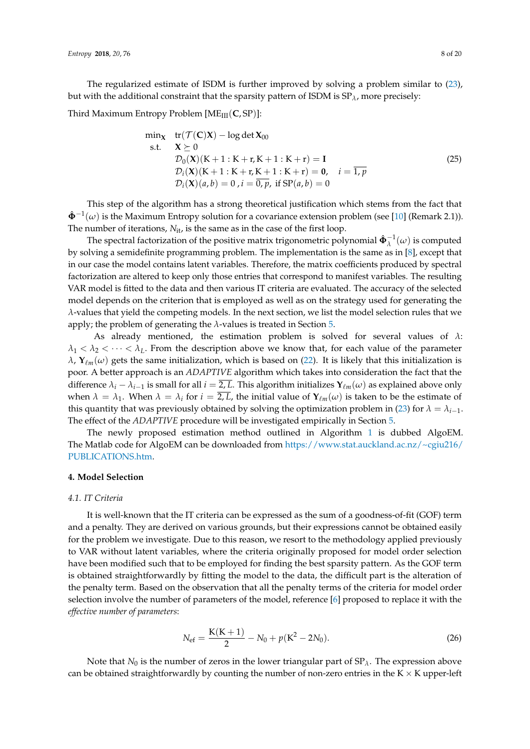The regularized estimate of ISDM is further improved by solving a problem similar to (23), but with the additional constraint that the sparsity pattern of ISDM is $\text{SP}_\lambda$, more precisely:

Third Maximum Entropy Problem $[\text{ME}_{\text{III}}(\mathbf{C}, \text{SP})]$:

$$
\begin{array}{ll}
\min_{\mathbf{X}} & \operatorname{tr}(\mathcal{T}(\mathbf{C})\mathbf{X}) - \log\det \mathbf{X}_{00} \\
\text{s.t.} & \mathbf{X} \succeq 0 \\
& \mathcal{D}_0(\mathbf{X})(\mathrm{K}+1:\mathrm{K}+\mathrm{r}, \mathrm{K}+1:\mathrm{K}+\mathrm{r}) = \mathbf{I} \\
& \mathcal{D}_i(\mathbf{X})(\mathrm{K}+1:\mathrm{K}+\mathrm{r}, \mathrm{K}+1:\mathrm{K}+\mathrm{r}) = \mathbf{0}, \quad i = \overline{1,p} \\
& \mathcal{D}_i(\mathbf{X})(a,b) = 0 \,, i = \overline{0,p}, \text{ if } \text{SP}(a,b) = 0
\end{array}
\tag{25}
$$

This step of the algorithm has a strong theoretical justification which stems from the fact that $\hat{\mathbf{\Phi}}^{-1}(\omega)$ is the Maximum Entropy solution for a covariance extension problem (see [10] (Remark 2.1)). The number of iterations, $N_{\text{it}}$, is the same as in the case of the first loop.

The spectral factorization of the positive matrix trigonometric polynomial $\hat{\mathbf{\Phi}}_\lambda^{-1}(\omega)$ is computed by solving a semidefinite programming problem. The implementation is the same as in [8], except that in our case the model contains latent variables. Therefore, the matrix coefficients produced by spectral factorization are altered to keep only those entries that correspond to manifest variables. The resulting VAR model is fitted to the data and then various IT criteria are evaluated. The accuracy of the selected model depends on the criterion that is employed as well as on the strategy used for generating the $\lambda$-values that yield the competing models. In the next section, we list the model selection rules that we apply; the problem of generating the $\lambda$-values is treated in Section 5.

As already mentioned, the estimation problem is solved for several values of $\lambda$: $\lambda_1 < \lambda_2 < \cdots < \lambda_L$. From the description above we know that, for each value of the parameter $\lambda$, $\mathbf{Y}_{\ell m}(\omega)$ gets the same initialization, which is based on (22). It is likely that this initialization is poor. A better approach is an *ADAPTIVE* algorithm which takes into consideration the fact that the difference $\lambda_i - \lambda_{i-1}$ is small for all $i = \overline{2,L}$. This algorithm initializes $\mathbf{Y}_{\ell m}(\omega)$ as explained above only when $\lambda = \lambda_1$. When $\lambda = \lambda_i$ for $i = \overline{2,L}$, the initial value of $\mathbf{Y}_{\ell m}(\omega)$ is taken to be the estimate of this quantity that was previously obtained by solving the optimization problem in (23) for $\lambda = \lambda_{i-1}$. The effect of the *ADAPTIVE* procedure will be investigated empirically in Section 5.

The newly proposed estimation method outlined in Algorithm 1 is dubbed AlgoEM. The Matlab code for AlgoEM can be downloaded from https://www.stat.auckland.ac.nz/~cgiu216/PUBLICATIONS.htm.

## 4. Model Selection

### 4.1. IT Criteria

It is well-known that the IT criteria can be expressed as the sum of a goodness-of-fit (GOF) term and a penalty. They are derived on various grounds, but their expressions cannot be obtained easily for the problem we investigate. Due to this reason, we resort to the methodology applied previously to VAR without latent variables, where the criteria originally proposed for model order selection have been modified such that to be employed for finding the best sparsity pattern. As the GOF term is obtained straightforwardly by fitting the model to the data, the difficult part is the alteration of the penalty term. Based on the observation that all the penalty terms of the criteria for model order selection involve the number of parameters of the model, reference [6] proposed to replace it with the *effective number of parameters*:

$$
N_{\text{ef}} = \frac{\mathrm{K}(\mathrm{K}+1)}{2} - N_0 + p(\mathrm{K}^2 - 2N_0). \tag{26}
$$

Note that $N_0$ is the number of zeros in the lower triangular part of $\text{SP}_\lambda$. The expression above can be obtained straightforwardly by counting the number of non-zero entries in the $\mathrm{K} \times \mathrm{K}$ upper-left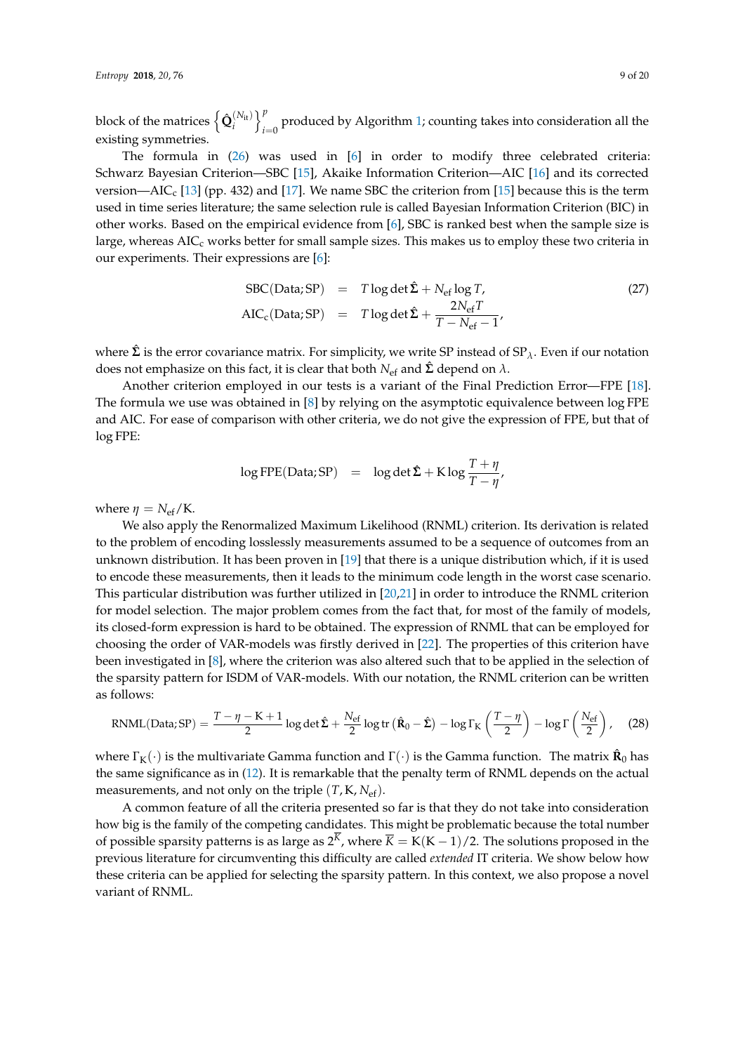block of the matrices $\left\{\hat{\mathbf{Q}}_i^{(N_{\text{it}})}\right\}_{i=0}^{p}$ produced by Algorithm 1; counting takes into consideration all the existing symmetries.

The formula in (26) was used in [6] in order to modify three celebrated criteria: Schwarz Bayesian Criterion—SBC [15], Akaike Information Criterion—AIC [16] and its corrected version—$\text{AIC}_\text{c}$ [13] (pp. 432) and [17]. We name SBC the criterion from [15] because this is the term used in time series literature; the same selection rule is called Bayesian Information Criterion (BIC) in other works. Based on the empirical evidence from [6], SBC is ranked best when the sample size is large, whereas $\text{AIC}_\text{c}$ works better for small sample sizes. This makes us to employ these two criteria in our experiments. Their expressions are [6]:

$$\begin{aligned}
\text{SBC}(\text{Data};\text{SP}) &= T \log \det \hat{\boldsymbol{\Sigma}} + N_{\text{ef}} \log T, \\
\text{AIC}_\text{c}(\text{Data};\text{SP}) &= T \log \det \hat{\boldsymbol{\Sigma}} + \frac{2N_{\text{ef}}T}{T - N_{\text{ef}} - 1},
\end{aligned} \tag{27}$$

where $\hat{\boldsymbol{\Sigma}}$ is the error covariance matrix. For simplicity, we write SP instead of $\text{SP}_\lambda$. Even if our notation does not emphasize on this fact, it is clear that both $N_{\text{ef}}$ and $\hat{\boldsymbol{\Sigma}}$ depend on $\lambda$.

Another criterion employed in our tests is a variant of the Final Prediction Error—FPE [18]. The formula we use was obtained in [8] by relying on the asymptotic equivalence between log FPE and AIC. For ease of comparison with other criteria, we do not give the expression of FPE, but that of log FPE:

$$\log \text{FPE}(\text{Data};\text{SP}) \quad = \quad \log \det \hat{\boldsymbol{\Sigma}} + \text{K} \log \frac{T + \eta}{T - \eta},$$

where $\eta = N_{\text{ef}}/\text{K}$.

We also apply the Renormalized Maximum Likelihood (RNML) criterion. Its derivation is related to the problem of encoding losslessly measurements assumed to be a sequence of outcomes from an unknown distribution. It has been proven in [19] that there is a unique distribution which, if it is used to encode these measurements, then it leads to the minimum code length in the worst case scenario. This particular distribution was further utilized in [20,21] in order to introduce the RNML criterion for model selection. The major problem comes from the fact that, for most of the family of models, its closed-form expression is hard to be obtained. The expression of RNML that can be employed for choosing the order of VAR-models was firstly derived in [22]. The properties of this criterion have been investigated in [8], where the criterion was also altered such that to be applied in the selection of the sparsity pattern for ISDM of VAR-models. With our notation, the RNML criterion can be written as follows:

$$\text{RNML}(\text{Data};\text{SP}) = \frac{T - \eta - \text{K} + 1}{2} \log \det \hat{\boldsymbol{\Sigma}} + \frac{N_{\text{ef}}}{2} \log \text{tr}\left(\hat{\mathbf{R}}_0 - \hat{\boldsymbol{\Sigma}}\right) - \log \Gamma_\text{K}\left(\frac{T - \eta}{2}\right) - \log \Gamma\left(\frac{N_{\text{ef}}}{2}\right), \tag{28}$$

where $\Gamma_\text{K}(\cdot)$ is the multivariate Gamma function and $\Gamma(\cdot)$ is the Gamma function. The matrix $\hat{\mathbf{R}}_0$ has the same significance as in (12). It is remarkable that the penalty term of RNML depends on the actual measurements, and not only on the triple $(T, \text{K}, N_{\text{ef}})$.

A common feature of all the criteria presented so far is that they do not take into consideration how big is the family of the competing candidates. This might be problematic because the total number of possible sparsity patterns is as large as $2^{\overline{K}}$, where $\overline{K} = \text{K}(\text{K} - 1)/2$. The solutions proposed in the previous literature for circumventing this difficulty are called *extended* IT criteria. We show below how these criteria can be applied for selecting the sparsity pattern. In this context, we also propose a novel variant of RNML.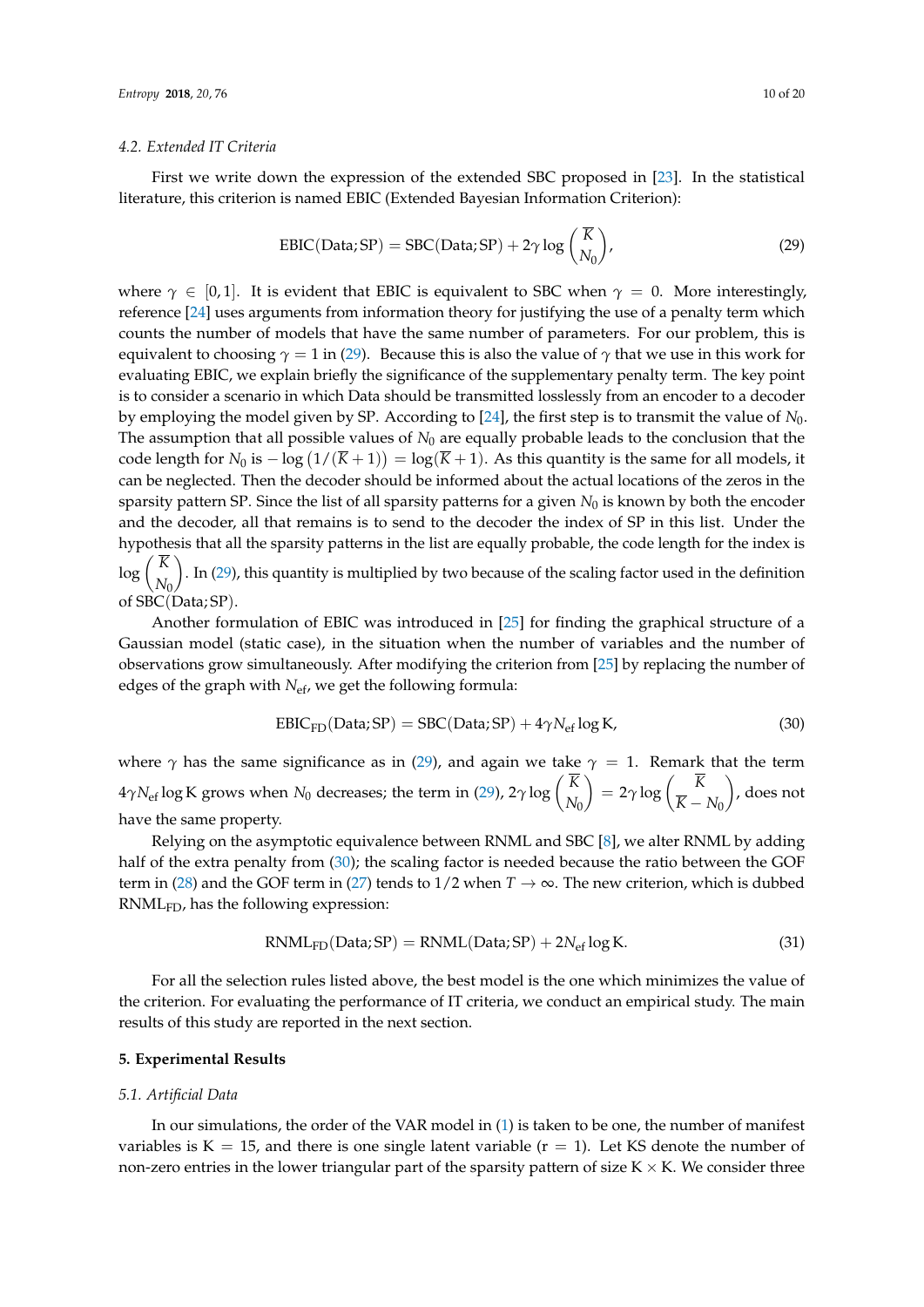### 4.2. Extended IT Criteria

First we write down the expression of the extended SBC proposed in [23]. In the statistical literature, this criterion is named EBIC (Extended Bayesian Information Criterion):

$$\mathrm{EBIC}(\mathrm{Data};\mathrm{SP}) = \mathrm{SBC}(\mathrm{Data};\mathrm{SP}) + 2\gamma \log \binom{\overline{K}}{N_0}, \tag{29}$$

where $\gamma \in [0,1]$. It is evident that EBIC is equivalent to SBC when $\gamma = 0$. More interestingly, reference [24] uses arguments from information theory for justifying the use of a penalty term which counts the number of models that have the same number of parameters. For our problem, this is equivalent to choosing $\gamma = 1$ in (29). Because this is also the value of $\gamma$ that we use in this work for evaluating EBIC, we explain briefly the significance of the supplementary penalty term. The key point is to consider a scenario in which Data should be transmitted losslessly from an encoder to a decoder by employing the model given by SP. According to [24], the first step is to transmit the value of $N_0$. The assumption that all possible values of $N_0$ are equally probable leads to the conclusion that the code length for $N_0$ is $-\log\left(1/(\overline{K}+1)\right) = \log(\overline{K}+1)$. As this quantity is the same for all models, it can be neglected. Then the decoder should be informed about the actual locations of the zeros in the sparsity pattern SP. Since the list of all sparsity patterns for a given $N_0$ is known by both the encoder and the decoder, all that remains is to send to the decoder the index of SP in this list. Under the hypothesis that all the sparsity patterns in the list are equally probable, the code length for the index is $\log \binom{\overline{K}}{N_0}$. In (29), this quantity is multiplied by two because of the scaling factor used in the definition of $\mathrm{SBC}(\mathrm{Data};\mathrm{SP})$.

Another formulation of EBIC was introduced in [25] for finding the graphical structure of a Gaussian model (static case), in the situation when the number of variables and the number of observations grow simultaneously. After modifying the criterion from [25] by replacing the number of edges of the graph with $N_{\mathrm{ef}}$, we get the following formula:

$$\mathrm{EBIC}_{\mathrm{FD}}(\mathrm{Data};\mathrm{SP}) = \mathrm{SBC}(\mathrm{Data};\mathrm{SP}) + 4\gamma N_{\mathrm{ef}} \log \mathrm{K}, \tag{30}$$

where $\gamma$ has the same significance as in (29), and again we take $\gamma = 1$. Remark that the term $4\gamma N_{\mathrm{ef}} \log \mathrm{K}$ grows when $N_0$ decreases; the term in (29), $2\gamma \log \binom{\overline{K}}{N_0} = 2\gamma \log \binom{\overline{K}}{\overline{K}-N_0}$, does not have the same property.

Relying on the asymptotic equivalence between RNML and SBC [8], we alter RNML by adding half of the extra penalty from (30); the scaling factor is needed because the ratio between the GOF term in (28) and the GOF term in (27) tends to $1/2$ when $T \to \infty$. The new criterion, which is dubbed $\mathrm{RNML}_{\mathrm{FD}}$, has the following expression:

$$\mathrm{RNML}_{\mathrm{FD}}(\mathrm{Data};\mathrm{SP}) = \mathrm{RNML}(\mathrm{Data};\mathrm{SP}) + 2N_{\mathrm{ef}} \log \mathrm{K}. \tag{31}$$

For all the selection rules listed above, the best model is the one which minimizes the value of the criterion. For evaluating the performance of IT criteria, we conduct an empirical study. The main results of this study are reported in the next section.

## 5. Experimental Results

### 5.1. Artificial Data

In our simulations, the order of the VAR model in (1) is taken to be one, the number of manifest variables is $\mathrm{K} = 15$, and there is one single latent variable ($\mathrm{r} = 1$). Let KS denote the number of non-zero entries in the lower triangular part of the sparsity pattern of size $\mathrm{K} \times \mathrm{K}$. We consider three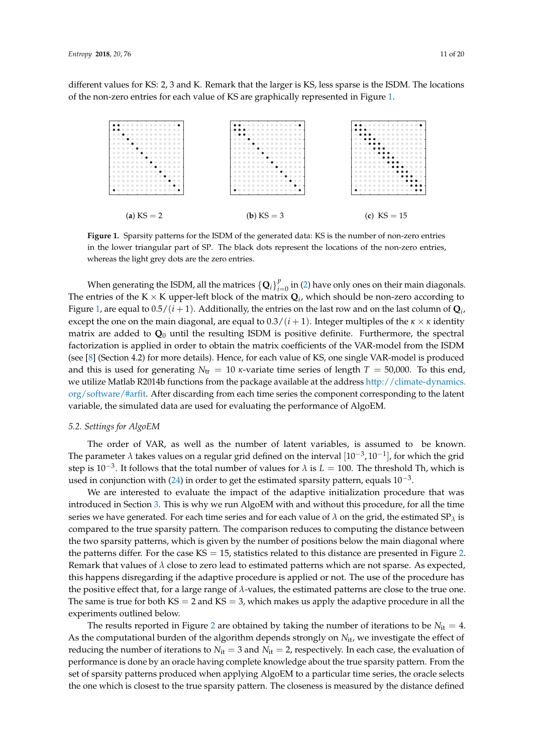different values for KS: 2, 3 and K. Remark that the larger is KS, less sparse is the ISDM. The locations of the non-zero entries for each value of KS are graphically represented in Figure 1.

(**a**) KS = 2 (**b**) KS = 3 (**c**) KS = 15

**Figure 1.** Sparsity patterns for the ISDM of the generated data: KS is the number of non-zero entries in the lower triangular part of SP. The black dots represent the locations of the non-zero entries, whereas the light grey dots are the zero entries.

When generating the ISDM, all the matrices $\{\mathbf{Q}_i\}_{i=0}^{p}$ in (2) have only ones on their main diagonals. The entries of the K × K upper-left block of the matrix $\mathbf{Q}_i$, which should be non-zero according to Figure 1, are equal to $0.5/(i+1)$. Additionally, the entries on the last row and on the last column of $\mathbf{Q}_i$, except the one on the main diagonal, are equal to $0.3/(i+1)$. Integer multiples of the $\kappa \times \kappa$ identity matrix are added to $\mathbf{Q}_0$ until the resulting ISDM is positive definite. Furthermore, the spectral factorization is applied in order to obtain the matrix coefficients of the VAR-model from the ISDM (see [8] (Section 4.2) for more details). Hence, for each value of KS, one single VAR-model is produced and this is used for generating $N_{\text{tr}} = 10$ $\kappa$-variate time series of length $T = 50{,}000$. To this end, we utilize Matlab R2014b functions from the package available at the address http://climate-dynamics.org/software/#arfit. After discarding from each time series the component corresponding to the latent variable, the simulated data are used for evaluating the performance of AlgoEM.

### 5.2. Settings for AlgoEM

The order of VAR, as well as the number of latent variables, is assumed to be known. The parameter $\lambda$ takes values on a regular grid defined on the interval $[10^{-3}, 10^{-1}]$, for which the grid step is $10^{-3}$. It follows that the total number of values for $\lambda$ is $L = 100$. The threshold Th, which is used in conjunction with (24) in order to get the estimated sparsity pattern, equals $10^{-3}$.

We are interested to evaluate the impact of the adaptive initialization procedure that was introduced in Section 3. This is why we run AlgoEM with and without this procedure, for all the time series we have generated. For each time series and for each value of $\lambda$ on the grid, the estimated $\text{SP}_\lambda$ is compared to the true sparsity pattern. The comparison reduces to computing the distance between the two sparsity patterns, which is given by the number of positions below the main diagonal where the patterns differ. For the case KS = 15, statistics related to this distance are presented in Figure 2. Remark that values of $\lambda$ close to zero lead to estimated patterns which are not sparse. As expected, this happens disregarding if the adaptive procedure is applied or not. The use of the procedure has the positive effect that, for a large range of $\lambda$-values, the estimated patterns are close to the true one. The same is true for both KS = 2 and KS = 3, which makes us apply the adaptive procedure in all the experiments outlined below.

The results reported in Figure 2 are obtained by taking the number of iterations to be $N_{\text{it}} = 4$. As the computational burden of the algorithm depends strongly on $N_{\text{it}}$, we investigate the effect of reducing the number of iterations to $N_{\text{it}} = 3$ and $N_{\text{it}} = 2$, respectively. In each case, the evaluation of performance is done by an oracle having complete knowledge about the true sparsity pattern. From the set of sparsity patterns produced when applying AlgoEM to a particular time series, the oracle selects the one which is closest to the true sparsity pattern. The closeness is measured by the distance defined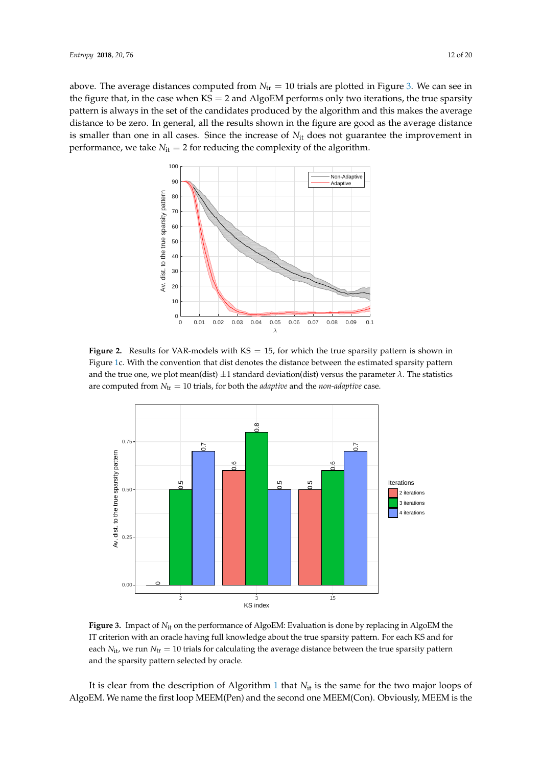above. The average distances computed from $N_{tr} = 10$ trials are plotted in Figure 3. We can see in the figure that, in the case when KS = 2 and AlgoEM performs only two iterations, the true sparsity pattern is always in the set of the candidates produced by the algorithm and this makes the average distance to be zero. In general, all the results shown in the figure are good as the average distance is smaller than one in all cases. Since the increase of $N_{it}$ does not guarantee the improvement in performance, we take $N_{it} = 2$ for reducing the complexity of the algorithm.

**Figure 2.** Results for VAR-models with KS = 15, for which the true sparsity pattern is shown in Figure 1c. With the convention that dist denotes the distance between the estimated sparsity pattern and the true one, we plot mean(dist) $\pm 1$ standard deviation(dist) versus the parameter $\lambda$. The statistics are computed from $N_{tr} = 10$ trials, for both the *adaptive* and the *non-adaptive* case.

**Figure 3.** Impact of $N_{it}$ on the performance of AlgoEM: Evaluation is done by replacing in AlgoEM the IT criterion with an oracle having full knowledge about the true sparsity pattern. For each KS and for each $N_{it}$, we run $N_{tr} = 10$ trials for calculating the average distance between the true sparsity pattern and the sparsity pattern selected by oracle.

It is clear from the description of Algorithm 1 that $N_{it}$ is the same for the two major loops of AlgoEM. We name the first loop MEEM(Pen) and the second one MEEM(Con). Obviously, MEEM is the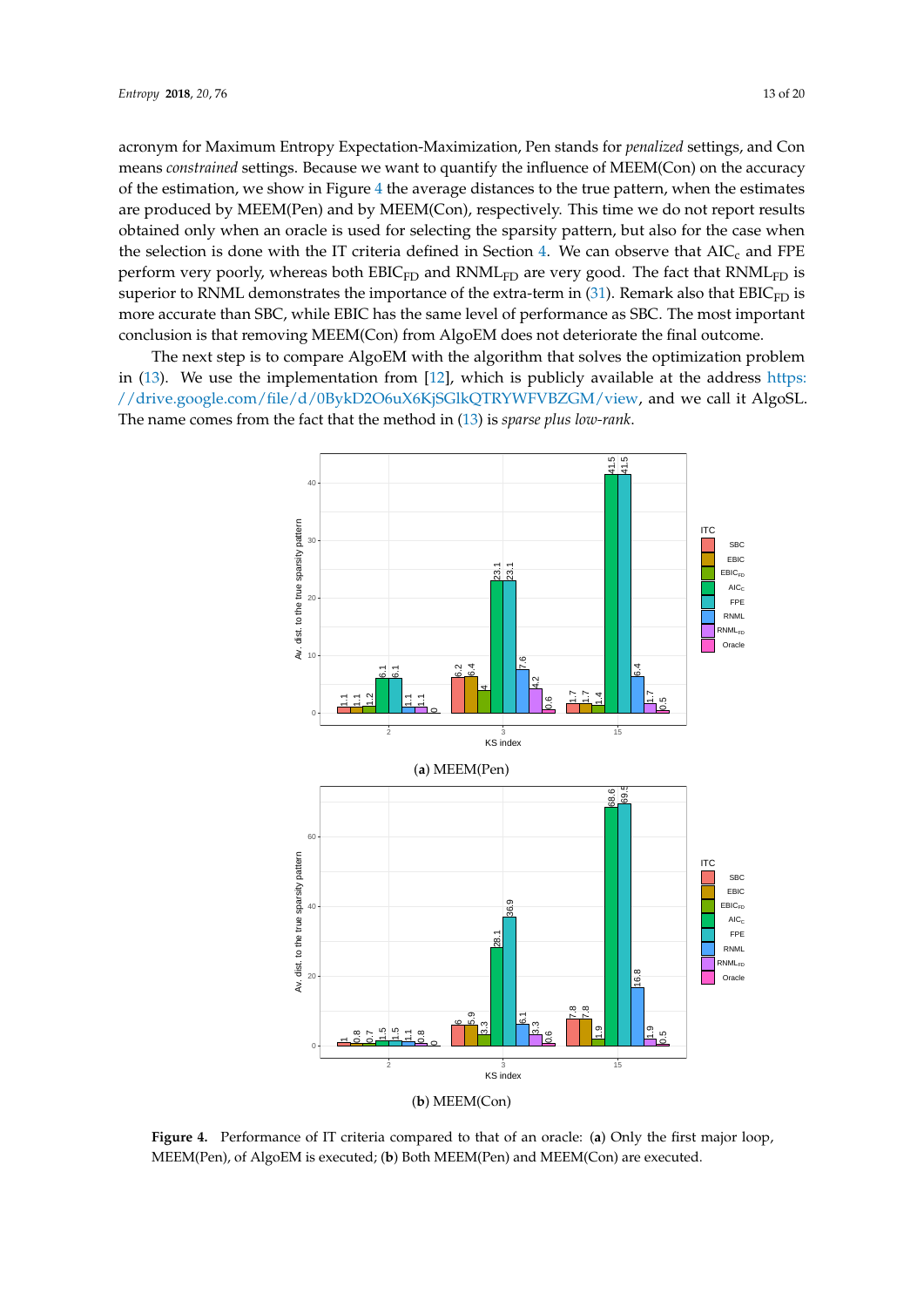acronym for Maximum Entropy Expectation-Maximization, Pen stands for *penalized* settings, and Con means *constrained* settings. Because we want to quantify the influence of MEEM(Con) on the accuracy of the estimation, we show in Figure 4 the average distances to the true pattern, when the estimates are produced by MEEM(Pen) and by MEEM(Con), respectively. This time we do not report results obtained only when an oracle is used for selecting the sparsity pattern, but also for the case when the selection is done with the IT criteria defined in Section 4. We can observe that $\mathrm{AIC_c}$ and FPE perform very poorly, whereas both $\mathrm{EBIC_{FD}}$ and $\mathrm{RNML_{FD}}$ are very good. The fact that $\mathrm{RNML_{FD}}$ is superior to RNML demonstrates the importance of the extra-term in (31). Remark also that $\mathrm{EBIC_{FD}}$ is more accurate than SBC, while EBIC has the same level of performance as SBC. The most important conclusion is that removing MEEM(Con) from AlgoEM does not deteriorate the final outcome.

The next step is to compare AlgoEM with the algorithm that solves the optimization problem in (13). We use the implementation from [12], which is publicly available at the address https://drive.google.com/file/d/0BykD2O6uX6KjSGlkQTRYWFVBZGM/view, and we call it AlgoSL. The name comes from the fact that the method in (13) is *sparse plus low-rank*.

(**a**) MEEM(Pen)

(**b**) MEEM(Con)

**Figure 4.** Performance of IT criteria compared to that of an oracle: (**a**) Only the first major loop, MEEM(Pen), of AlgoEM is executed; (**b**) Both MEEM(Pen) and MEEM(Con) are executed.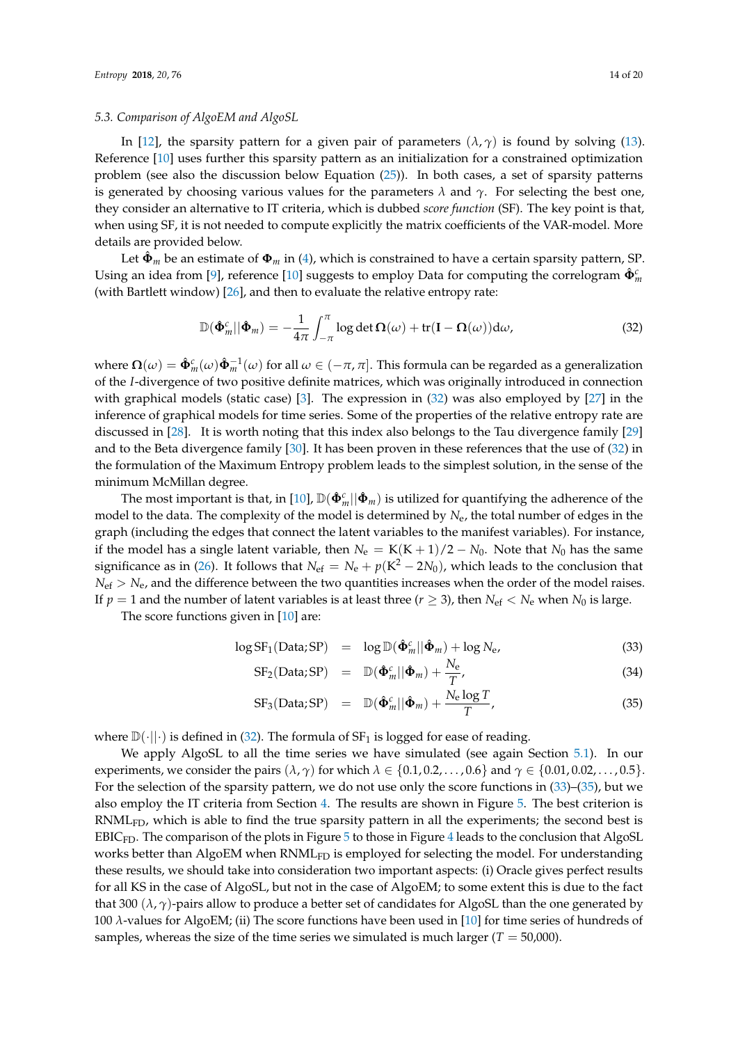### 5.3. Comparison of AlgoEM and AlgoSL

In [12], the sparsity pattern for a given pair of parameters $(\lambda, \gamma)$ is found by solving (13). Reference [10] uses further this sparsity pattern as an initialization for a constrained optimization problem (see also the discussion below Equation (25)). In both cases, a set of sparsity patterns is generated by choosing various values for the parameters $\lambda$ and $\gamma$. For selecting the best one, they consider an alternative to IT criteria, which is dubbed *score function* (SF). The key point is that, when using SF, it is not needed to compute explicitly the matrix coefficients of the VAR-model. More details are provided below.

Let $\hat{\mathbf{\Phi}}_m$ be an estimate of $\mathbf{\Phi}_m$ in (4), which is constrained to have a certain sparsity pattern, SP. Using an idea from [9], reference [10] suggests to employ Data for computing the correlogram $\hat{\mathbf{\Phi}}_m^c$ (with Bartlett window) [26], and then to evaluate the relative entropy rate:

$$\mathbb{D}(\hat{\mathbf{\Phi}}_m^c || \hat{\mathbf{\Phi}}_m) = -\frac{1}{4\pi} \int_{-\pi}^{\pi} \log \det \mathbf{\Omega}(\omega) + \mathrm{tr}(\mathbf{I} - \mathbf{\Omega}(\omega)) \mathrm{d}\omega, \tag{32}$$

where $\mathbf{\Omega}(\omega) = \hat{\mathbf{\Phi}}_m^c(\omega) \hat{\mathbf{\Phi}}_m^{-1}(\omega)$ for all $\omega \in (-\pi, \pi]$. This formula can be regarded as a generalization of the *I*-divergence of two positive definite matrices, which was originally introduced in connection with graphical models (static case) [3]. The expression in (32) was also employed by [27] in the inference of graphical models for time series. Some of the properties of the relative entropy rate are discussed in [28]. It is worth noting that this index also belongs to the Tau divergence family [29] and to the Beta divergence family [30]. It has been proven in these references that the use of (32) in the formulation of the Maximum Entropy problem leads to the simplest solution, in the sense of the minimum McMillan degree.

The most important is that, in [10], $\mathbb{D}(\hat{\mathbf{\Phi}}_m^c || \hat{\mathbf{\Phi}}_m)$ is utilized for quantifying the adherence of the model to the data. The complexity of the model is determined by $N_{\mathrm{e}}$, the total number of edges in the graph (including the edges that connect the latent variables to the manifest variables). For instance, if the model has a single latent variable, then $N_{\mathrm{e}} = \mathrm{K}(\mathrm{K}+1)/2 - N_0$. Note that $N_0$ has the same significance as in (26). It follows that $N_{\mathrm{ef}} = N_{\mathrm{e}} + p(\mathrm{K}^2 - 2N_0)$, which leads to the conclusion that $N_{\mathrm{ef}} > N_{\mathrm{e}}$, and the difference between the two quantities increases when the order of the model raises. If $p = 1$ and the number of latent variables is at least three ($r \geq 3$), then $N_{\mathrm{ef}} < N_{\mathrm{e}}$ when $N_0$ is large.

The score functions given in [10] are:

$$\log \mathrm{SF}_1(\mathrm{Data}; \mathrm{SP}) = \log \mathbb{D}(\hat{\mathbf{\Phi}}_m^c || \hat{\mathbf{\Phi}}_m) + \log N_{\mathrm{e}}, \tag{33}$$

$$\mathrm{SF}_2(\mathrm{Data}; \mathrm{SP}) = \mathbb{D}(\hat{\mathbf{\Phi}}_m^c || \hat{\mathbf{\Phi}}_m) + \frac{N_{\mathrm{e}}}{T}, \tag{34}$$

$$\mathrm{SF}_3(\mathrm{Data}; \mathrm{SP}) = \mathbb{D}(\hat{\mathbf{\Phi}}_m^c || \hat{\mathbf{\Phi}}_m) + \frac{N_{\mathrm{e}} \log T}{T}, \tag{35}$$

where $\mathbb{D}(\cdot||\cdot)$ is defined in (32). The formula of $\mathrm{SF}_1$ is logged for ease of reading.

We apply AlgoSL to all the time series we have simulated (see again Section 5.1). In our experiments, we consider the pairs $(\lambda, \gamma)$ for which $\lambda \in \{0.1, 0.2, \ldots, 0.6\}$ and $\gamma \in \{0.01, 0.02, \ldots, 0.5\}$. For the selection of the sparsity pattern, we do not use only the score functions in (33)–(35), but we also employ the IT criteria from Section 4. The results are shown in Figure 5. The best criterion is $\mathrm{RNML}_{\mathrm{FD}}$, which is able to find the true sparsity pattern in all the experiments; the second best is $\mathrm{EBIC}_{\mathrm{FD}}$. The comparison of the plots in Figure 5 to those in Figure 4 leads to the conclusion that AlgoSL works better than AlgoEM when $\mathrm{RNML}_{\mathrm{FD}}$ is employed for selecting the model. For understanding these results, we should take into consideration two important aspects: (i) Oracle gives perfect results for all KS in the case of AlgoSL, but not in the case of AlgoEM; to some extent this is due to the fact that 300 $(\lambda, \gamma)$-pairs allow to produce a better set of candidates for AlgoSL than the one generated by 100 $\lambda$-values for AlgoEM; (ii) The score functions have been used in [10] for time series of hundreds of samples, whereas the size of the time series we simulated is much larger ($T = 50{,}000$).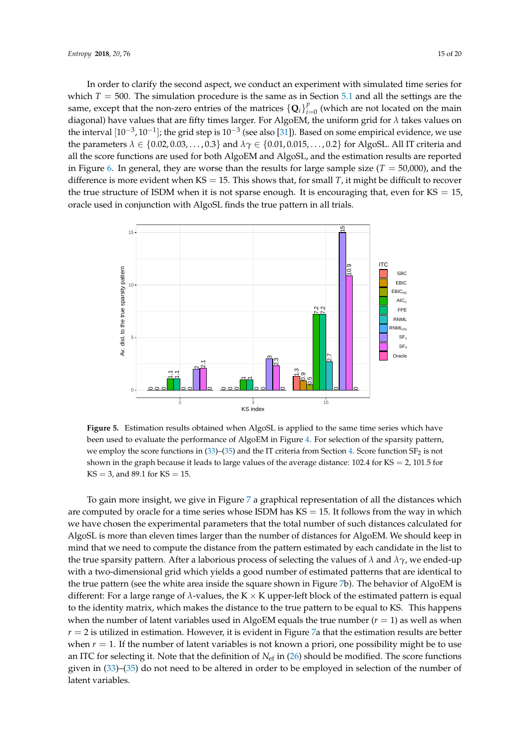In order to clarify the second aspect, we conduct an experiment with simulated time series for which $T = 500$. The simulation procedure is the same as in Section 5.1 and all the settings are the same, except that the non-zero entries of the matrices $\{\mathbf{Q}_i\}_{i=0}^{p}$ (which are not located on the main diagonal) have values that are fifty times larger. For AlgoEM, the uniform grid for $\lambda$ takes values on the interval $[10^{-3}, 10^{-1}]$; the grid step is $10^{-3}$ (see also [31]). Based on some empirical evidence, we use the parameters $\lambda \in \{0.02, 0.03, \ldots, 0.3\}$ and $\lambda\gamma \in \{0.01, 0.015, \ldots, 0.2\}$ for AlgoSL. All IT criteria and all the score functions are used for both AlgoEM and AlgoSL, and the estimation results are reported in Figure 6. In general, they are worse than the results for large sample size ($T = 50{,}000$), and the difference is more evident when KS = 15. This shows that, for small $T$, it might be difficult to recover the true structure of ISDM when it is not sparse enough. It is encouraging that, even for KS = 15, oracle used in conjunction with AlgoSL finds the true pattern in all trials.

**Figure 5.** Estimation results obtained when AlgoSL is applied to the same time series which have been used to evaluate the performance of AlgoEM in Figure 4. For selection of the sparsity pattern, we employ the score functions in (33)–(35) and the IT criteria from Section 4. Score function $\text{SF}_2$ is not shown in the graph because it leads to large values of the average distance: 102.4 for KS = 2, 101.5 for KS = 3, and 89.1 for KS = 15.

To gain more insight, we give in Figure 7 a graphical representation of all the distances which are computed by oracle for a time series whose ISDM has KS = 15. It follows from the way in which we have chosen the experimental parameters that the total number of such distances calculated for AlgoSL is more than eleven times larger than the number of distances for AlgoEM. We should keep in mind that we need to compute the distance from the pattern estimated by each candidate in the list to the true sparsity pattern. After a laborious process of selecting the values of $\lambda$ and $\lambda\gamma$, we ended-up with a two-dimensional grid which yields a good number of estimated patterns that are identical to the true pattern (see the white area inside the square shown in Figure 7b). The behavior of AlgoEM is different: For a large range of $\lambda$-values, the K $\times$ K upper-left block of the estimated pattern is equal to the identity matrix, which makes the distance to the true pattern to be equal to KS. This happens when the number of latent variables used in AlgoEM equals the true number ($r = 1$) as well as when $r = 2$ is utilized in estimation. However, it is evident in Figure 7a that the estimation results are better when $r = 1$. If the number of latent variables is not known a priori, one possibility might be to use an ITC for selecting it. Note that the definition of $N_{\text{ef}}$ in (26) should be modified. The score functions given in (33)–(35) do not need to be altered in order to be employed in selection of the number of latent variables.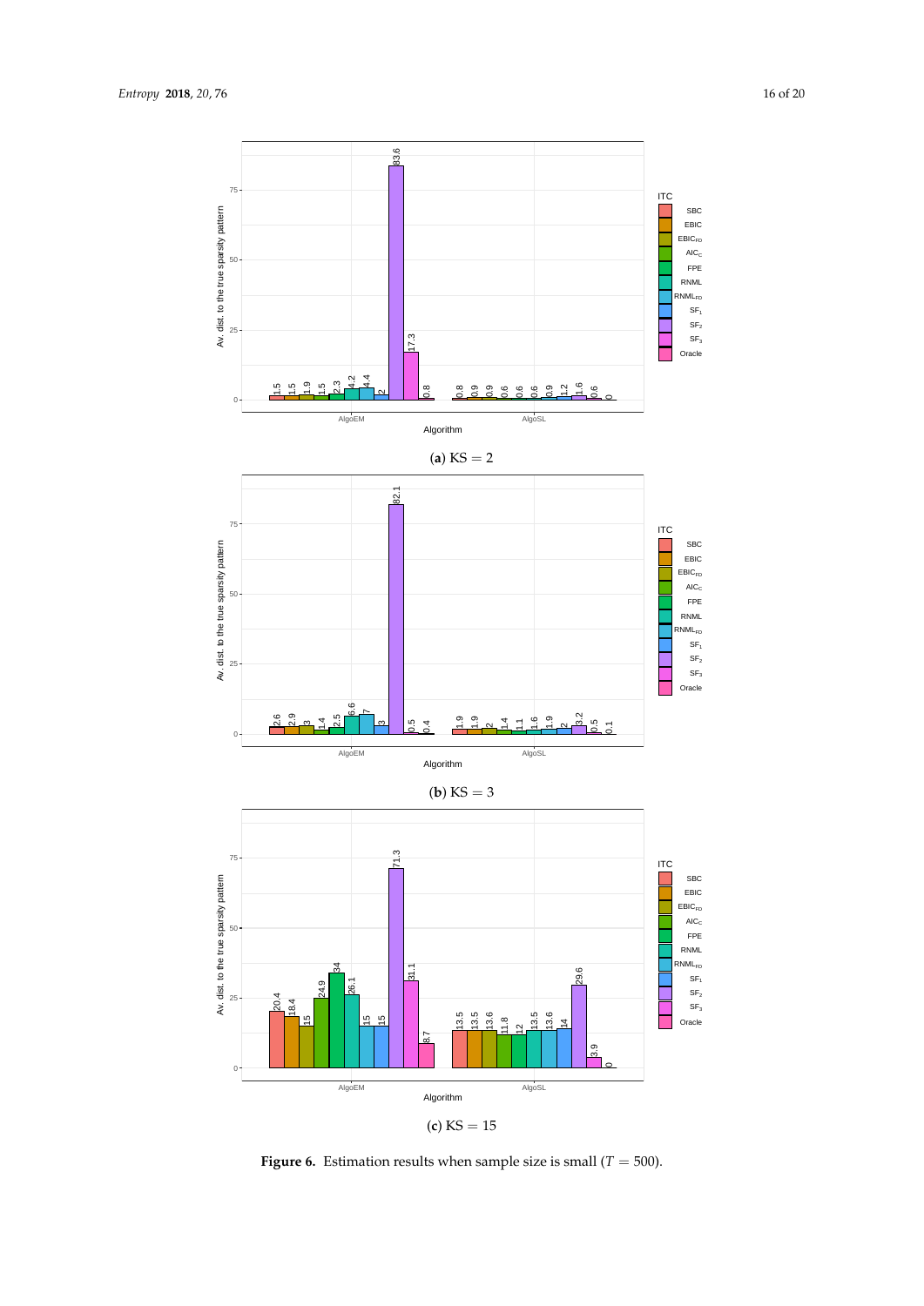(**a**) KS = 2

(**b**) KS = 3

(**c**) KS = 15

**Figure 6.** Estimation results when sample size is small ($T = 500$).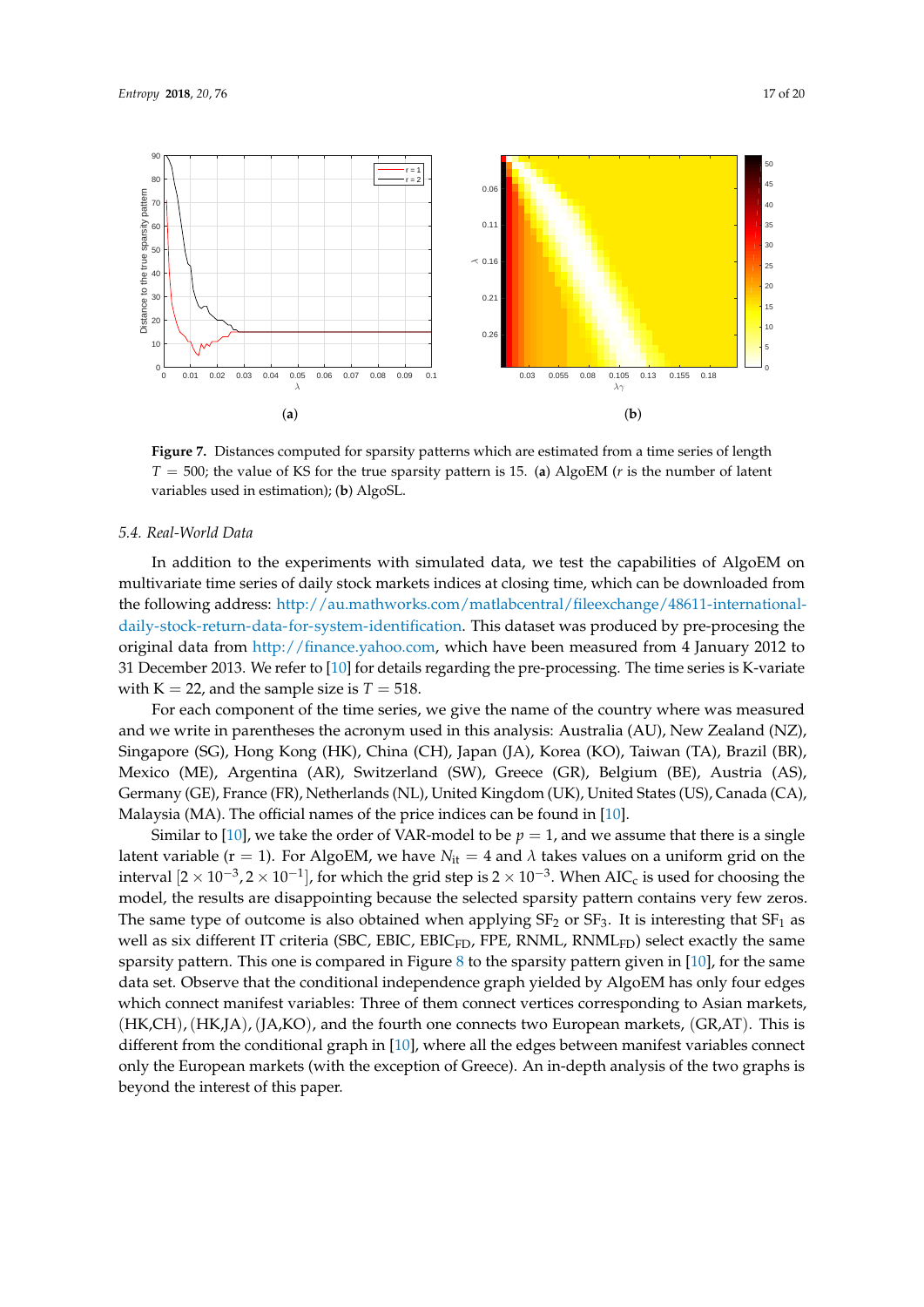**Figure 7.** Distances computed for sparsity patterns which are estimated from a time series of length $T = 500$; the value of KS for the true sparsity pattern is 15. (**a**) AlgoEM ($r$ is the number of latent variables used in estimation); (**b**) AlgoSL.

### 5.4. Real-World Data

In addition to the experiments with simulated data, we test the capabilities of AlgoEM on multivariate time series of daily stock markets indices at closing time, which can be downloaded from the following address: http://au.mathworks.com/matlabcentral/fileexchange/48611-international-daily-stock-return-data-for-system-identification. This dataset was produced by pre-procesing the original data from http://finance.yahoo.com, which have been measured from 4 January 2012 to 31 December 2013. We refer to [10] for details regarding the pre-processing. The time series is K-variate with $K = 22$, and the sample size is $T = 518$.

For each component of the time series, we give the name of the country where was measured and we write in parentheses the acronym used in this analysis: Australia (AU), New Zealand (NZ), Singapore (SG), Hong Kong (HK), China (CH), Japan (JA), Korea (KO), Taiwan (TA), Brazil (BR), Mexico (ME), Argentina (AR), Switzerland (SW), Greece (GR), Belgium (BE), Austria (AS), Germany (GE), France (FR), Netherlands (NL), United Kingdom (UK), United States (US), Canada (CA), Malaysia (MA). The official names of the price indices can be found in [10].

Similar to [10], we take the order of VAR-model to be $p = 1$, and we assume that there is a single latent variable ($r = 1$). For AlgoEM, we have $N_{it} = 4$ and $\lambda$ takes values on a uniform grid on the interval $[2 \times 10^{-3}, 2 \times 10^{-1}]$, for which the grid step is $2 \times 10^{-3}$. When $AIC_c$ is used for choosing the model, the results are disappointing because the selected sparsity pattern contains very few zeros. The same type of outcome is also obtained when applying $SF_2$ or $SF_3$. It is interesting that $SF_1$ as well as six different IT criteria (SBC, EBIC, $EBIC_{FD}$, FPE, RNML, $RNML_{FD}$) select exactly the same sparsity pattern. This one is compared in Figure 8 to the sparsity pattern given in [10], for the same data set. Observe that the conditional independence graph yielded by AlgoEM has only four edges which connect manifest variables: Three of them connect vertices corresponding to Asian markets, (HK,CH), (HK,JA), (JA,KO), and the fourth one connects two European markets, (GR,AT). This is different from the conditional graph in [10], where all the edges between manifest variables connect only the European markets (with the exception of Greece). An in-depth analysis of the two graphs is beyond the interest of this paper.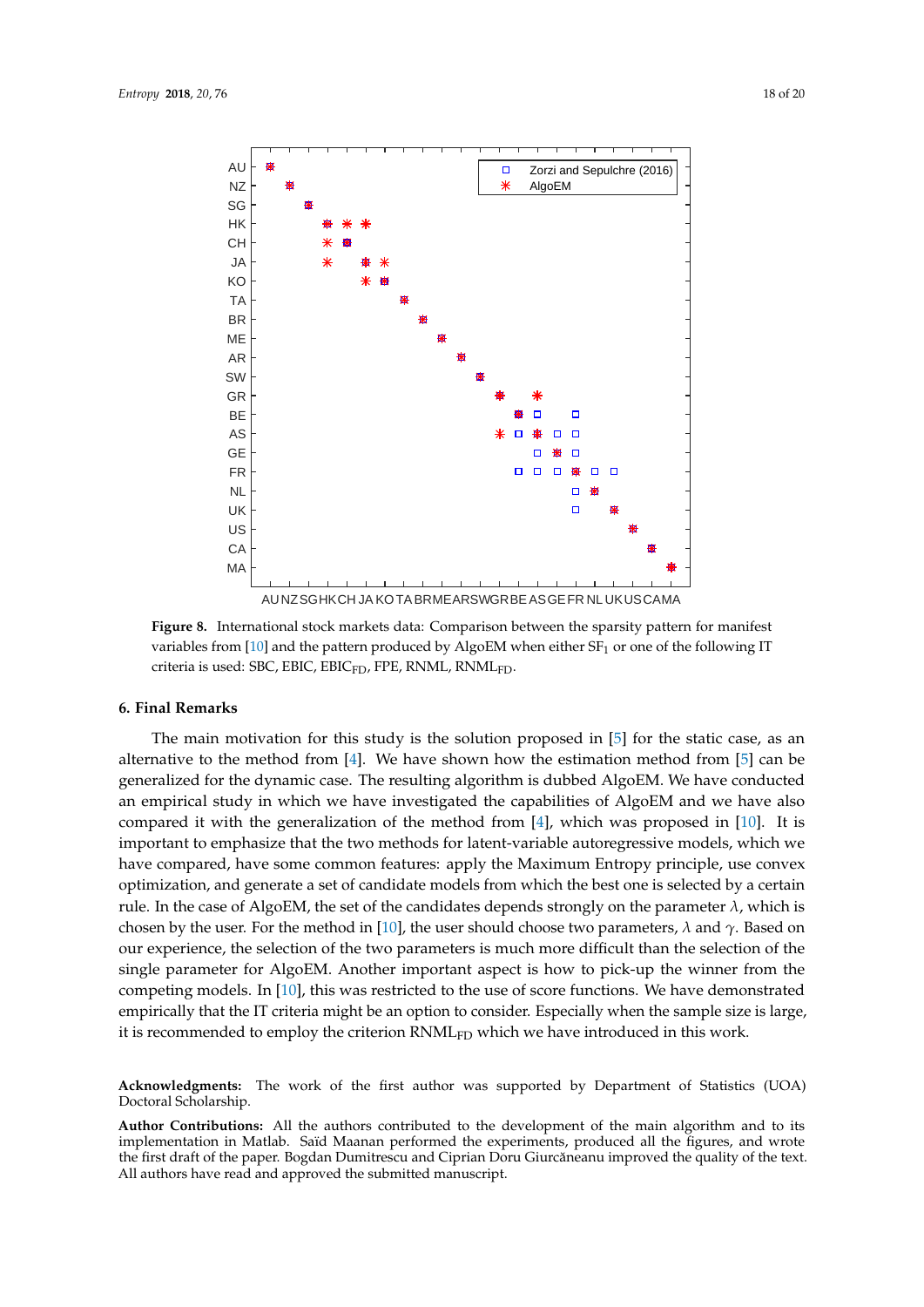**Figure 8.** International stock markets data: Comparison between the sparsity pattern for manifest variables from [10] and the pattern produced by AlgoEM when either $SF_1$ or one of the following IT criteria is used: SBC, EBIC, $EBIC_{FD}$, FPE, RNML, $RNML_{FD}$.

## 6. Final Remarks

The main motivation for this study is the solution proposed in [5] for the static case, as an alternative to the method from [4]. We have shown how the estimation method from [5] can be generalized for the dynamic case. The resulting algorithm is dubbed AlgoEM. We have conducted an empirical study in which we have investigated the capabilities of AlgoEM and we have also compared it with the generalization of the method from [4], which was proposed in [10]. It is important to emphasize that the two methods for latent-variable autoregressive models, which we have compared, have some common features: apply the Maximum Entropy principle, use convex optimization, and generate a set of candidate models from which the best one is selected by a certain rule. In the case of AlgoEM, the set of the candidates depends strongly on the parameter $\lambda$, which is chosen by the user. For the method in [10], the user should choose two parameters, $\lambda$ and $\gamma$. Based on our experience, the selection of the two parameters is much more difficult than the selection of the single parameter for AlgoEM. Another important aspect is how to pick-up the winner from the competing models. In [10], this was restricted to the use of score functions. We have demonstrated empirically that the IT criteria might be an option to consider. Especially when the sample size is large, it is recommended to employ the criterion $RNML_{FD}$ which we have introduced in this work.

**Acknowledgments:** The work of the first author was supported by Department of Statistics (UOA) Doctoral Scholarship.

**Author Contributions:** All the authors contributed to the development of the main algorithm and to its implementation in Matlab. Saïd Maanan performed the experiments, produced all the figures, and wrote the first draft of the paper. Bogdan Dumitrescu and Ciprian Doru Giurcăneanu improved the quality of the text. All authors have read and approved the submitted manuscript.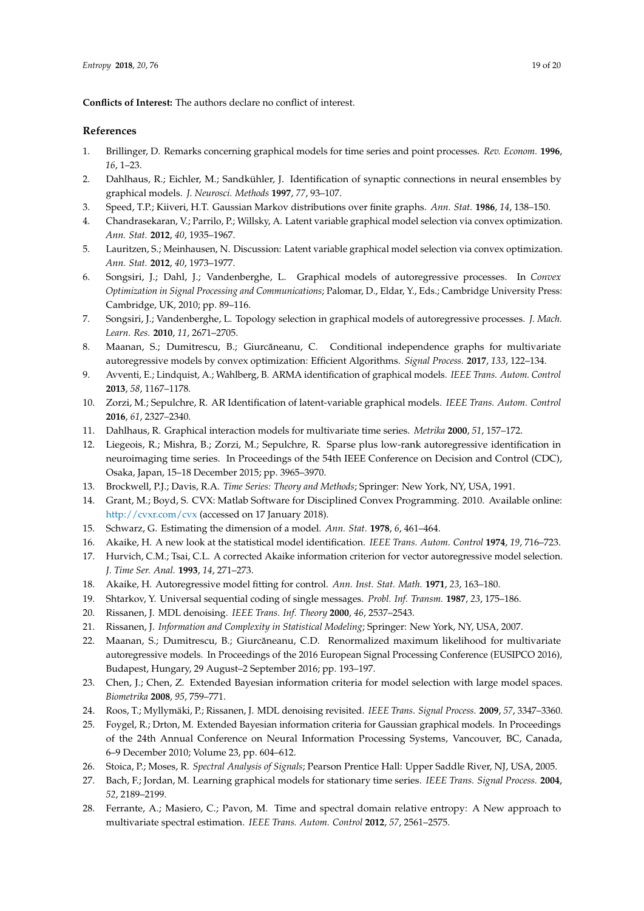**Conflicts of Interest:** The authors declare no conflict of interest.

## References

1. Brillinger, D. Remarks concerning graphical models for time series and point processes. *Rev. Econom.* **1996**, *16*, 1–23.
2. Dahlhaus, R.; Eichler, M.; Sandkühler, J. Identification of synaptic connections in neural ensembles by graphical models. *J. Neurosci. Methods* **1997**, *77*, 93–107.
3. Speed, T.P.; Kiiveri, H.T. Gaussian Markov distributions over finite graphs. *Ann. Stat.* **1986**, *14*, 138–150.
4. Chandrasekaran, V.; Parrilo, P.; Willsky, A. Latent variable graphical model selection via convex optimization. *Ann. Stat.* **2012**, *40*, 1935–1967.
5. Lauritzen, S.; Meinhausen, N. Discussion: Latent variable graphical model selection via convex optimization. *Ann. Stat.* **2012**, *40*, 1973–1977.
6. Songsiri, J.; Dahl, J.; Vandenberghe, L. Graphical models of autoregressive processes. In *Convex Optimization in Signal Processing and Communications*; Palomar, D., Eldar, Y., Eds.; Cambridge University Press: Cambridge, UK, 2010; pp. 89–116.
7. Songsiri, J.; Vandenberghe, L. Topology selection in graphical models of autoregressive processes. *J. Mach. Learn. Res.* **2010**, *11*, 2671–2705.
8. Maanan, S.; Dumitrescu, B.; Giurcăneanu, C. Conditional independence graphs for multivariate autoregressive models by convex optimization: Efficient Algorithms. *Signal Process.* **2017**, *133*, 122–134.
9. Avventi, E.; Lindquist, A.; Wahlberg, B. ARMA identification of graphical models. *IEEE Trans. Autom. Control* **2013**, *58*, 1167–1178.
10. Zorzi, M.; Sepulchre, R. AR Identification of latent-variable graphical models. *IEEE Trans. Autom. Control* **2016**, *61*, 2327–2340.
11. Dahlhaus, R. Graphical interaction models for multivariate time series. *Metrika* **2000**, *51*, 157–172.
12. Liegeois, R.; Mishra, B.; Zorzi, M.; Sepulchre, R. Sparse plus low-rank autoregressive identification in neuroimaging time series. In Proceedings of the 54th IEEE Conference on Decision and Control (CDC), Osaka, Japan, 15–18 December 2015; pp. 3965–3970.
13. Brockwell, P.J.; Davis, R.A. *Time Series: Theory and Methods*; Springer: New York, NY, USA, 1991.
14. Grant, M.; Boyd, S. CVX: Matlab Software for Disciplined Convex Programming. 2010. Available online: http://cvxr.com/cvx (accessed on 17 January 2018).
15. Schwarz, G. Estimating the dimension of a model. *Ann. Stat.* **1978**, *6*, 461–464.
16. Akaike, H. A new look at the statistical model identification. *IEEE Trans. Autom. Control* **1974**, *19*, 716–723.
17. Hurvich, C.M.; Tsai, C.L. A corrected Akaike information criterion for vector autoregressive model selection. *J. Time Ser. Anal.* **1993**, *14*, 271–273.
18. Akaike, H. Autoregressive model fitting for control. *Ann. Inst. Stat. Math.* **1971**, *23*, 163–180.
19. Shtarkov, Y. Universal sequential coding of single messages. *Probl. Inf. Transm.* **1987**, *23*, 175–186.
20. Rissanen, J. MDL denoising. *IEEE Trans. Inf. Theory* **2000**, *46*, 2537–2543.
21. Rissanen, J. *Information and Complexity in Statistical Modeling*; Springer: New York, NY, USA, 2007.
22. Maanan, S.; Dumitrescu, B.; Giurcăneanu, C.D. Renormalized maximum likelihood for multivariate autoregressive models. In Proceedings of the 2016 European Signal Processing Conference (EUSIPCO 2016), Budapest, Hungary, 29 August–2 September 2016; pp. 193–197.
23. Chen, J.; Chen, Z. Extended Bayesian information criteria for model selection with large model spaces. *Biometrika* **2008**, *95*, 759–771.
24. Roos, T.; Myllymäki, P.; Rissanen, J. MDL denoising revisited. *IEEE Trans. Signal Process.* **2009**, *57*, 3347–3360.
25. Foygel, R.; Drton, M. Extended Bayesian information criteria for Gaussian graphical models. In Proceedings of the 24th Annual Conference on Neural Information Processing Systems, Vancouver, BC, Canada, 6–9 December 2010; Volume 23, pp. 604–612.
26. Stoica, P.; Moses, R. *Spectral Analysis of Signals*; Pearson Prentice Hall: Upper Saddle River, NJ, USA, 2005.
27. Bach, F.; Jordan, M. Learning graphical models for stationary time series. *IEEE Trans. Signal Process.* **2004**, *52*, 2189–2199.
28. Ferrante, A.; Masiero, C.; Pavon, M. Time and spectral domain relative entropy: A New approach to multivariate spectral estimation. *IEEE Trans. Autom. Control* **2012**, *57*, 2561–2575.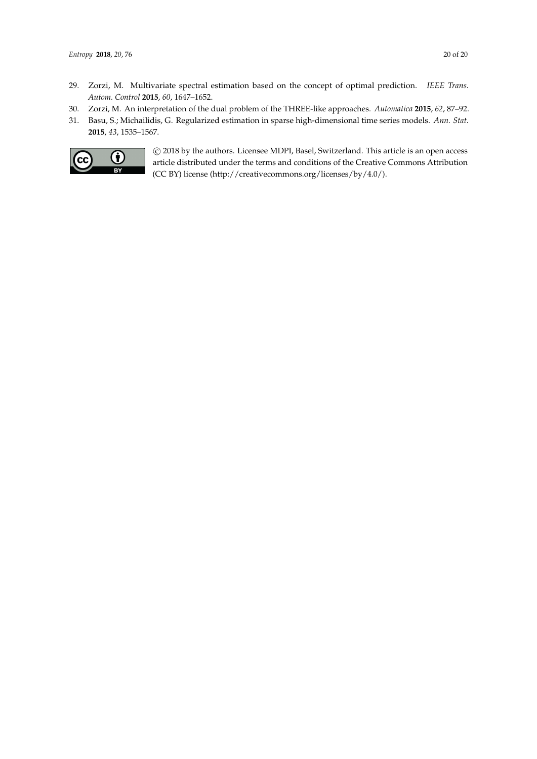29. Zorzi, M. Multivariate spectral estimation based on the concept of optimal prediction. *IEEE Trans. Autom. Control* **2015**, *60*, 1647–1652.
30. Zorzi, M. An interpretation of the dual problem of the THREE-like approaches. *Automatica* **2015**, *62*, 87–92.
31. Basu, S.; Michailidis, G. Regularized estimation in sparse high-dimensional time series models. *Ann. Stat.* **2015**, *43*, 1535–1567.

© 2018 by the authors. Licensee MDPI, Basel, Switzerland. This article is an open access article distributed under the terms and conditions of the Creative Commons Attribution (CC BY) license (http://creativecommons.org/licenses/by/4.0/).